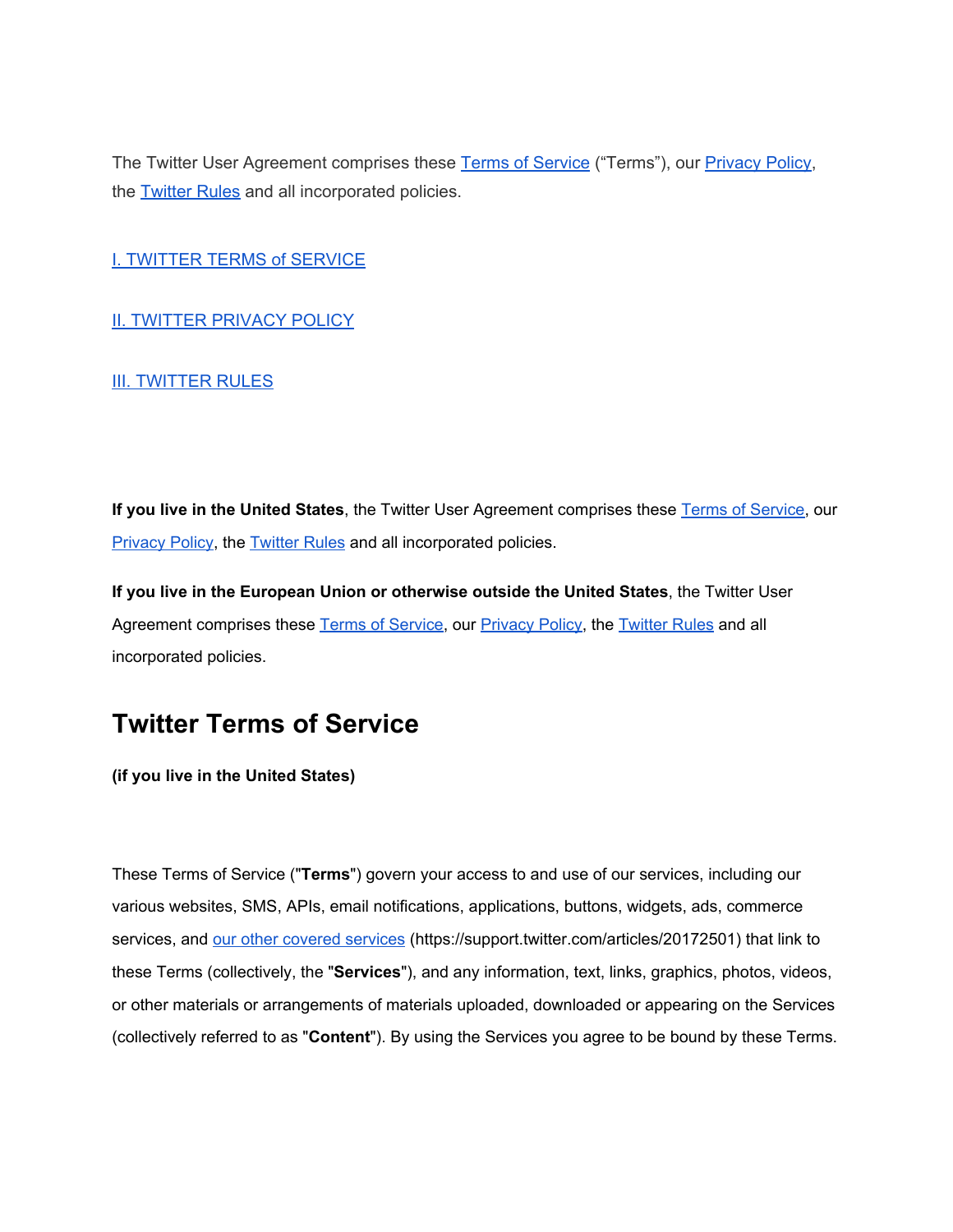The Twitter User Agreement comprises these Terms of Service ("Terms"), our Privacy Policy, the Twitter Rules and all incorporated policies.

I. TWITTER TERMS of SERVICE

II. TWITTER PRIVACY POLICY

III. TWITTER RULES

**If you live in the United States**, the Twitter User Agreement comprises these Terms of Service, our Privacy Policy, the Twitter Rules and all incorporated policies.

**If you live in the European Union or otherwise outside the United States**, the Twitter User Agreement comprises these Terms of Service, our Privacy Policy, the Twitter Rules and all incorporated policies.

# Twitter Terms of Service

**(if you live in the United States)**

These Terms of Service ("**Terms**") govern your access to and use of our services, including our various websites, SMS, APIs, email notifications, applications, buttons, widgets, ads, commerce services, and our other covered services (https://support.twitter.com/articles/20172501) that link to these Terms (collectively, the "**Services**"), and any information, text, links, graphics, photos, videos, or other materials or arrangements of materials uploaded, downloaded or appearing on the Services (collectively referred to as "**Content**"). By using the Services you agree to be bound by these Terms.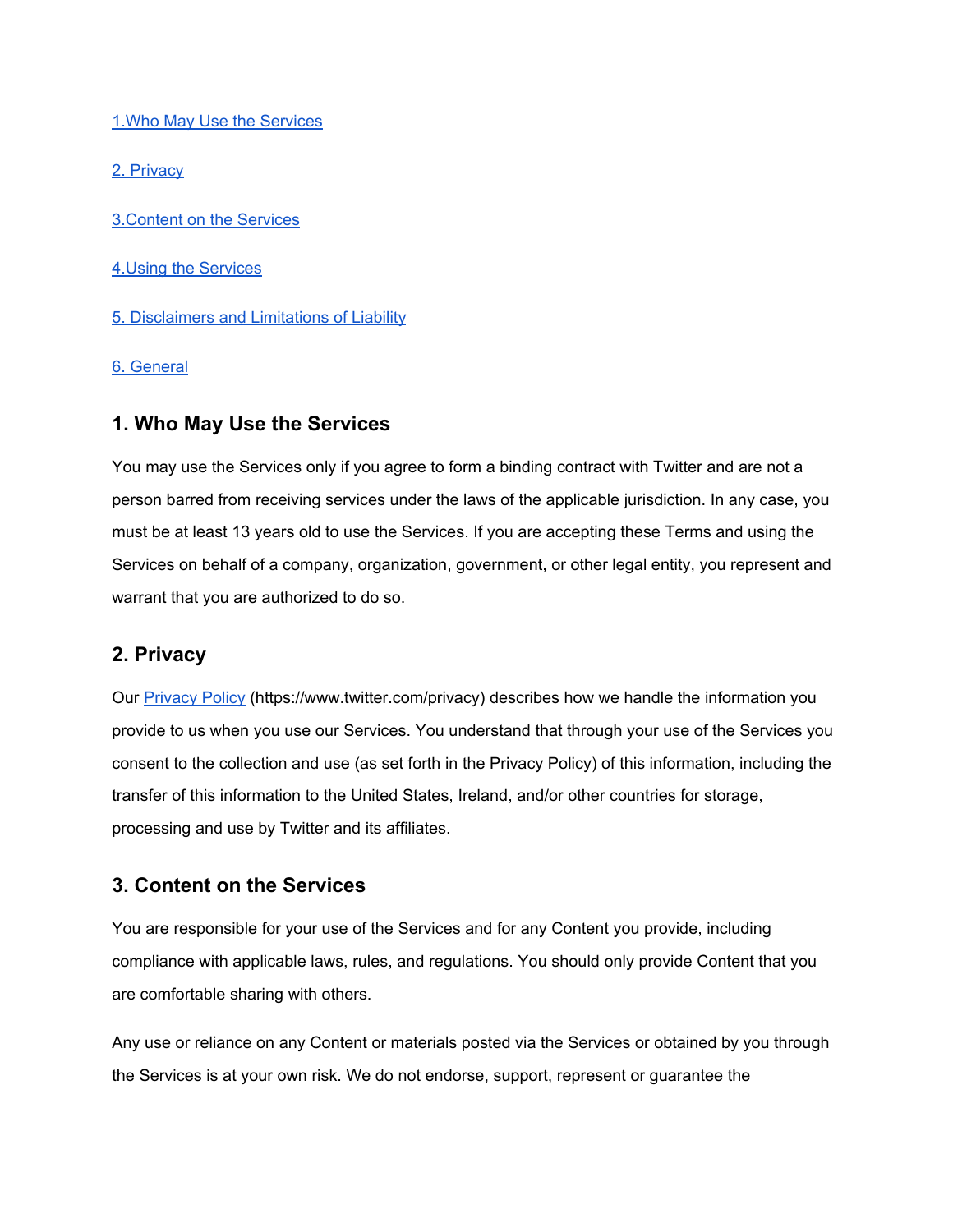[1.Who May Use the Services](#)

[2. Privacy](#)

[3.Content on the Services](#)

[4.Using the Services](#)

[5. Disclaimers and Limitations of Liability](#)

[6. General](#)

## 1. Who May Use the Services

You may use the Services only if you agree to form a binding contract with Twitter and are not a person barred from receiving services under the laws of the applicable jurisdiction. In any case, you must be at least 13 years old to use the Services. If you are accepting these Terms and using the Services on behalf of a company, organization, government, or other legal entity, you represent and warrant that you are authorized to do so.

## 2. Privacy

Our [Privacy Policy](https://www.twitter.com/privacy) (https://www.twitter.com/privacy) describes how we handle the information you provide to us when you use our Services. You understand that through your use of the Services you consent to the collection and use (as set forth in the Privacy Policy) of this information, including the transfer of this information to the United States, Ireland, and/or other countries for storage, processing and use by Twitter and its affiliates.

## 3. Content on the Services

You are responsible for your use of the Services and for any Content you provide, including compliance with applicable laws, rules, and regulations. You should only provide Content that you are comfortable sharing with others.

Any use or reliance on any Content or materials posted via the Services or obtained by you through the Services is at your own risk. We do not endorse, support, represent or guarantee the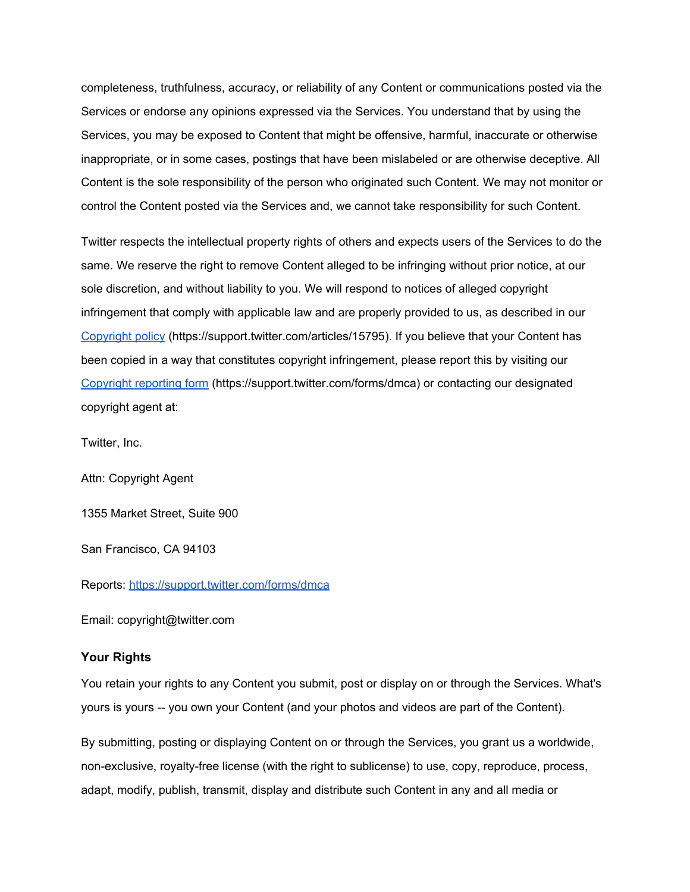completeness, truthfulness, accuracy, or reliability of any Content or communications posted via the Services or endorse any opinions expressed via the Services. You understand that by using the Services, you may be exposed to Content that might be offensive, harmful, inaccurate or otherwise inappropriate, or in some cases, postings that have been mislabeled or are otherwise deceptive. All Content is the sole responsibility of the person who originated such Content. We may not monitor or control the Content posted via the Services and, we cannot take responsibility for such Content.

Twitter respects the intellectual property rights of others and expects users of the Services to do the same. We reserve the right to remove Content alleged to be infringing without prior notice, at our sole discretion, and without liability to you. We will respond to notices of alleged copyright infringement that comply with applicable law and are properly provided to us, as described in our [Copyright policy](https://support.twitter.com/articles/15795) (https://support.twitter.com/articles/15795). If you believe that your Content has been copied in a way that constitutes copyright infringement, please report this by visiting our [Copyright reporting form](https://support.twitter.com/forms/dmca) (https://support.twitter.com/forms/dmca) or contacting our designated copyright agent at:

Twitter, Inc.

Attn: Copyright Agent

1355 Market Street, Suite 900

San Francisco, CA 94103

Reports: [https://support.twitter.com/forms/dmca](https://support.twitter.com/forms/dmca)

Email: copyright@twitter.com

**Your Rights**

You retain your rights to any Content you submit, post or display on or through the Services. What's yours is yours -- you own your Content (and your photos and videos are part of the Content).

By submitting, posting or displaying Content on or through the Services, you grant us a worldwide, non-exclusive, royalty-free license (with the right to sublicense) to use, copy, reproduce, process, adapt, modify, publish, transmit, display and distribute such Content in any and all media or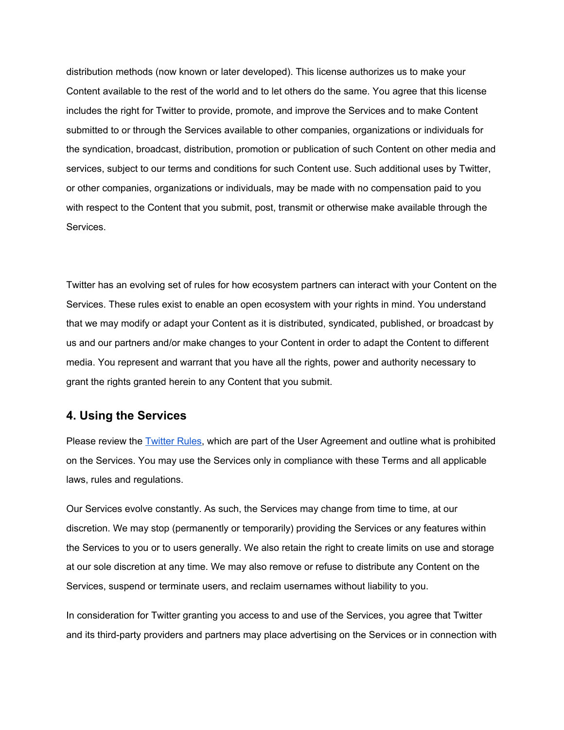distribution methods (now known or later developed). This license authorizes us to make your Content available to the rest of the world and to let others do the same. You agree that this license includes the right for Twitter to provide, promote, and improve the Services and to make Content submitted to or through the Services available to other companies, organizations or individuals for the syndication, broadcast, distribution, promotion or publication of such Content on other media and services, subject to our terms and conditions for such Content use. Such additional uses by Twitter, or other companies, organizations or individuals, may be made with no compensation paid to you with respect to the Content that you submit, post, transmit or otherwise make available through the Services.

Twitter has an evolving set of rules for how ecosystem partners can interact with your Content on the Services. These rules exist to enable an open ecosystem with your rights in mind. You understand that we may modify or adapt your Content as it is distributed, syndicated, published, or broadcast by us and our partners and/or make changes to your Content in order to adapt the Content to different media. You represent and warrant that you have all the rights, power and authority necessary to grant the rights granted herein to any Content that you submit.

## 4. Using the Services

Please review the Twitter Rules, which are part of the User Agreement and outline what is prohibited on the Services. You may use the Services only in compliance with these Terms and all applicable laws, rules and regulations.

Our Services evolve constantly. As such, the Services may change from time to time, at our discretion. We may stop (permanently or temporarily) providing the Services or any features within the Services to you or to users generally. We also retain the right to create limits on use and storage at our sole discretion at any time. We may also remove or refuse to distribute any Content on the Services, suspend or terminate users, and reclaim usernames without liability to you.

In consideration for Twitter granting you access to and use of the Services, you agree that Twitter and its third-party providers and partners may place advertising on the Services or in connection with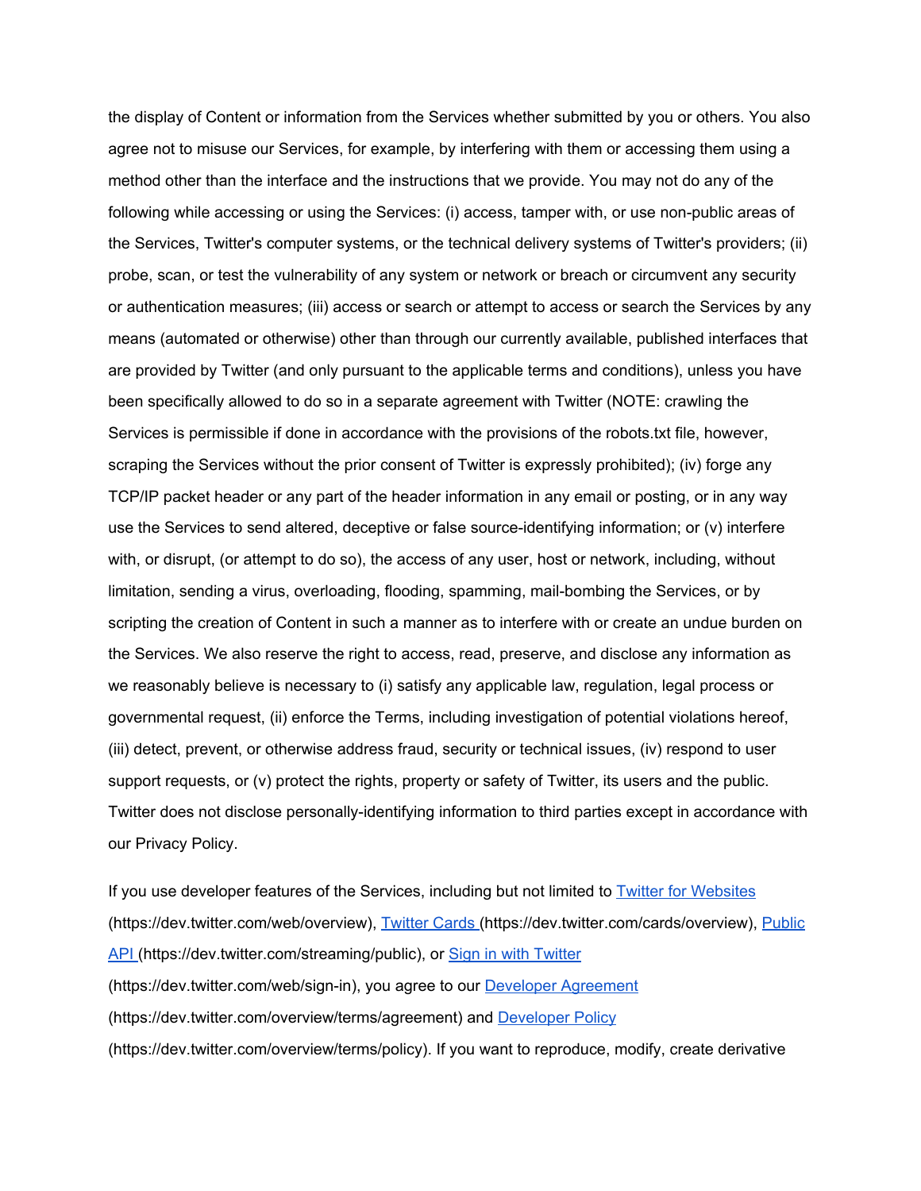the display of Content or information from the Services whether submitted by you or others. You also agree not to misuse our Services, for example, by interfering with them or accessing them using a method other than the interface and the instructions that we provide. You may not do any of the following while accessing or using the Services: (i) access, tamper with, or use non-public areas of the Services, Twitter's computer systems, or the technical delivery systems of Twitter's providers; (ii) probe, scan, or test the vulnerability of any system or network or breach or circumvent any security or authentication measures; (iii) access or search or attempt to access or search the Services by any means (automated or otherwise) other than through our currently available, published interfaces that are provided by Twitter (and only pursuant to the applicable terms and conditions), unless you have been specifically allowed to do so in a separate agreement with Twitter (NOTE: crawling the Services is permissible if done in accordance with the provisions of the robots.txt file, however, scraping the Services without the prior consent of Twitter is expressly prohibited); (iv) forge any TCP/IP packet header or any part of the header information in any email or posting, or in any way use the Services to send altered, deceptive or false source-identifying information; or (v) interfere with, or disrupt, (or attempt to do so), the access of any user, host or network, including, without limitation, sending a virus, overloading, flooding, spamming, mail-bombing the Services, or by scripting the creation of Content in such a manner as to interfere with or create an undue burden on the Services. We also reserve the right to access, read, preserve, and disclose any information as we reasonably believe is necessary to (i) satisfy any applicable law, regulation, legal process or governmental request, (ii) enforce the Terms, including investigation of potential violations hereof, (iii) detect, prevent, or otherwise address fraud, security or technical issues, (iv) respond to user support requests, or (v) protect the rights, property or safety of Twitter, its users and the public. Twitter does not disclose personally-identifying information to third parties except in accordance with our Privacy Policy.

If you use developer features of the Services, including but not limited to [Twitter for Websites](https://dev.twitter.com/web/overview) (https://dev.twitter.com/web/overview), [Twitter Cards](https://dev.twitter.com/cards/overview) (https://dev.twitter.com/cards/overview), [Public API](https://dev.twitter.com/streaming/public) (https://dev.twitter.com/streaming/public), or [Sign in with Twitter](https://dev.twitter.com/web/sign-in) (https://dev.twitter.com/web/sign-in), you agree to our [Developer Agreement](https://dev.twitter.com/overview/terms/agreement) (https://dev.twitter.com/overview/terms/agreement) and [Developer Policy](https://dev.twitter.com/overview/terms/policy) (https://dev.twitter.com/overview/terms/policy). If you want to reproduce, modify, create derivative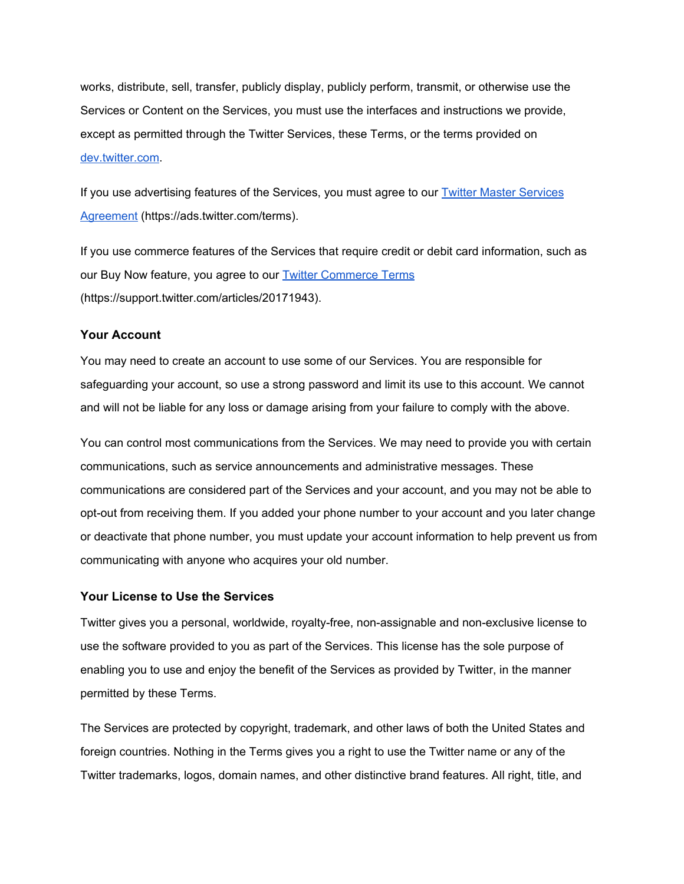works, distribute, sell, transfer, publicly display, publicly perform, transmit, or otherwise use the Services or Content on the Services, you must use the interfaces and instructions we provide, except as permitted through the Twitter Services, these Terms, or the terms provided on [dev.twitter.com](https://dev.twitter.com).

If you use advertising features of the Services, you must agree to our [Twitter Master Services Agreement](https://ads.twitter.com/terms) (https://ads.twitter.com/terms).

If you use commerce features of the Services that require credit or debit card information, such as our Buy Now feature, you agree to our [Twitter Commerce Terms](https://support.twitter.com/articles/20171943) (https://support.twitter.com/articles/20171943).

### Your Account

You may need to create an account to use some of our Services. You are responsible for safeguarding your account, so use a strong password and limit its use to this account. We cannot and will not be liable for any loss or damage arising from your failure to comply with the above.

You can control most communications from the Services. We may need to provide you with certain communications, such as service announcements and administrative messages. These communications are considered part of the Services and your account, and you may not be able to opt-out from receiving them. If you added your phone number to your account and you later change or deactivate that phone number, you must update your account information to help prevent us from communicating with anyone who acquires your old number.

### Your License to Use the Services

Twitter gives you a personal, worldwide, royalty-free, non-assignable and non-exclusive license to use the software provided to you as part of the Services. This license has the sole purpose of enabling you to use and enjoy the benefit of the Services as provided by Twitter, in the manner permitted by these Terms.

The Services are protected by copyright, trademark, and other laws of both the United States and foreign countries. Nothing in the Terms gives you a right to use the Twitter name or any of the Twitter trademarks, logos, domain names, and other distinctive brand features. All right, title, and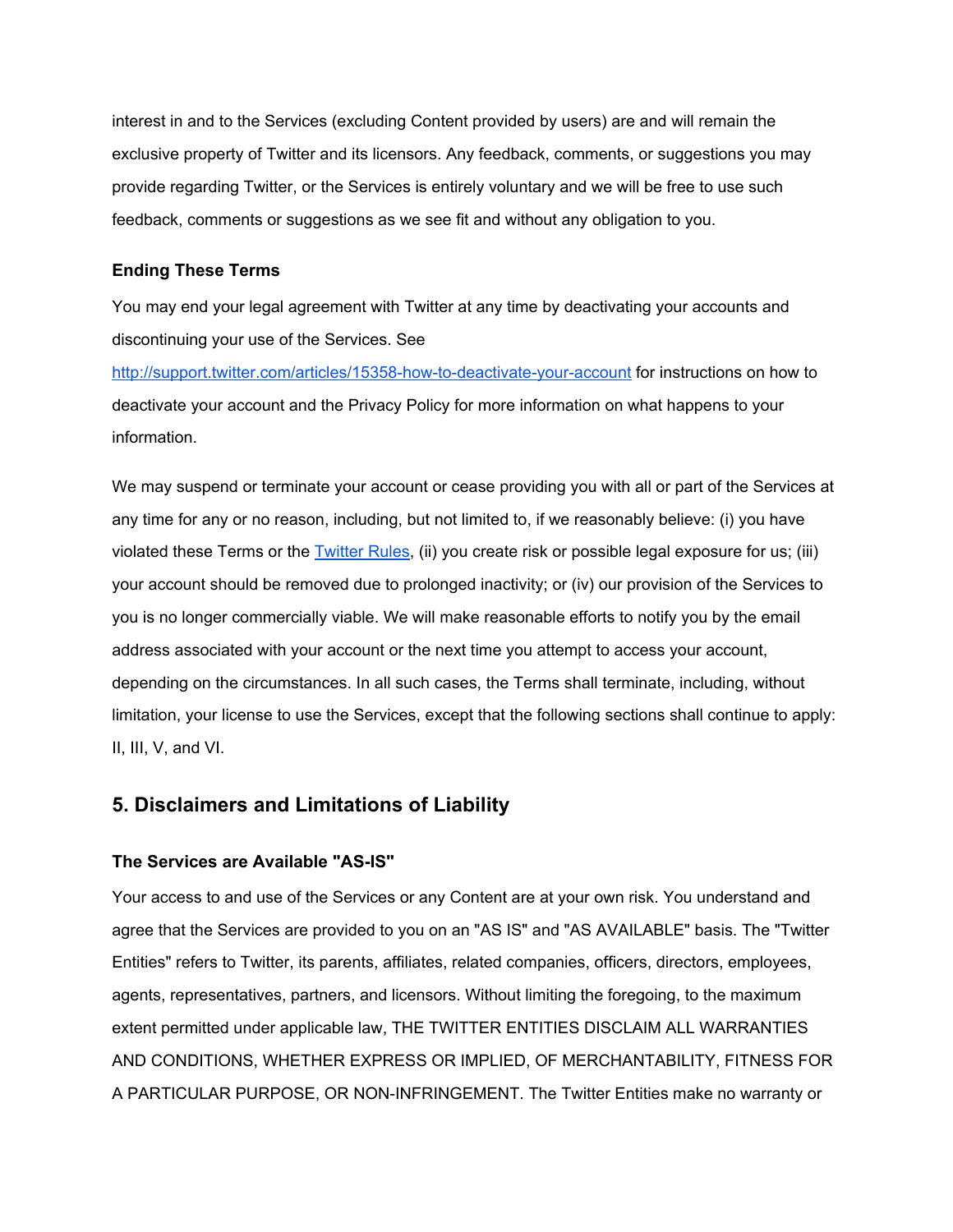interest in and to the Services (excluding Content provided by users) are and will remain the exclusive property of Twitter and its licensors. Any feedback, comments, or suggestions you may provide regarding Twitter, or the Services is entirely voluntary and we will be free to use such feedback, comments or suggestions as we see fit and without any obligation to you.

### Ending These Terms

You may end your legal agreement with Twitter at any time by deactivating your accounts and discontinuing your use of the Services. See [http://support.twitter.com/articles/15358-how-to-deactivate-your-account](http://support.twitter.com/articles/15358-how-to-deactivate-your-account) for instructions on how to deactivate your account and the Privacy Policy for more information on what happens to your information.

We may suspend or terminate your account or cease providing you with all or part of the Services at any time for any or no reason, including, but not limited to, if we reasonably believe: (i) you have violated these Terms or the [Twitter Rules](), (ii) you create risk or possible legal exposure for us; (iii) your account should be removed due to prolonged inactivity; or (iv) our provision of the Services to you is no longer commercially viable. We will make reasonable efforts to notify you by the email address associated with your account or the next time you attempt to access your account, depending on the circumstances. In all such cases, the Terms shall terminate, including, without limitation, your license to use the Services, except that the following sections shall continue to apply: II, III, V, and VI.

## 5. Disclaimers and Limitations of Liability

### The Services are Available "AS-IS"

Your access to and use of the Services or any Content are at your own risk. You understand and agree that the Services are provided to you on an "AS IS" and "AS AVAILABLE" basis. The "Twitter Entities" refers to Twitter, its parents, affiliates, related companies, officers, directors, employees, agents, representatives, partners, and licensors. Without limiting the foregoing, to the maximum extent permitted under applicable law, THE TWITTER ENTITIES DISCLAIM ALL WARRANTIES AND CONDITIONS, WHETHER EXPRESS OR IMPLIED, OF MERCHANTABILITY, FITNESS FOR A PARTICULAR PURPOSE, OR NON-INFRINGEMENT. The Twitter Entities make no warranty or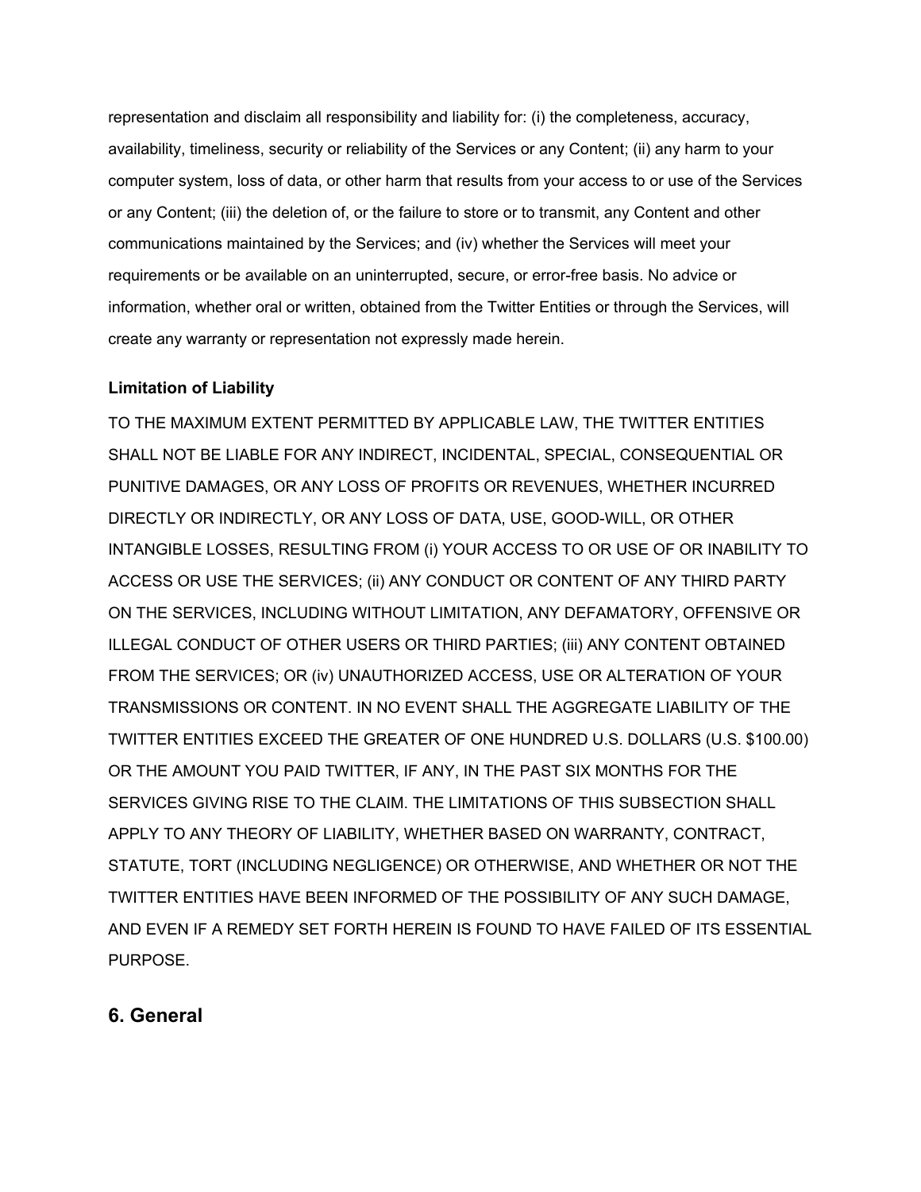representation and disclaim all responsibility and liability for: (i) the completeness, accuracy, availability, timeliness, security or reliability of the Services or any Content; (ii) any harm to your computer system, loss of data, or other harm that results from your access to or use of the Services or any Content; (iii) the deletion of, or the failure to store or to transmit, any Content and other communications maintained by the Services; and (iv) whether the Services will meet your requirements or be available on an uninterrupted, secure, or error-free basis. No advice or information, whether oral or written, obtained from the Twitter Entities or through the Services, will create any warranty or representation not expressly made herein.

**Limitation of Liability**

TO THE MAXIMUM EXTENT PERMITTED BY APPLICABLE LAW, THE TWITTER ENTITIES SHALL NOT BE LIABLE FOR ANY INDIRECT, INCIDENTAL, SPECIAL, CONSEQUENTIAL OR PUNITIVE DAMAGES, OR ANY LOSS OF PROFITS OR REVENUES, WHETHER INCURRED DIRECTLY OR INDIRECTLY, OR ANY LOSS OF DATA, USE, GOOD-WILL, OR OTHER INTANGIBLE LOSSES, RESULTING FROM (i) YOUR ACCESS TO OR USE OF OR INABILITY TO ACCESS OR USE THE SERVICES; (ii) ANY CONDUCT OR CONTENT OF ANY THIRD PARTY ON THE SERVICES, INCLUDING WITHOUT LIMITATION, ANY DEFAMATORY, OFFENSIVE OR ILLEGAL CONDUCT OF OTHER USERS OR THIRD PARTIES; (iii) ANY CONTENT OBTAINED FROM THE SERVICES; OR (iv) UNAUTHORIZED ACCESS, USE OR ALTERATION OF YOUR TRANSMISSIONS OR CONTENT. IN NO EVENT SHALL THE AGGREGATE LIABILITY OF THE TWITTER ENTITIES EXCEED THE GREATER OF ONE HUNDRED U.S. DOLLARS (U.S. $100.00) OR THE AMOUNT YOU PAID TWITTER, IF ANY, IN THE PAST SIX MONTHS FOR THE SERVICES GIVING RISE TO THE CLAIM. THE LIMITATIONS OF THIS SUBSECTION SHALL APPLY TO ANY THEORY OF LIABILITY, WHETHER BASED ON WARRANTY, CONTRACT, STATUTE, TORT (INCLUDING NEGLIGENCE) OR OTHERWISE, AND WHETHER OR NOT THE TWITTER ENTITIES HAVE BEEN INFORMED OF THE POSSIBILITY OF ANY SUCH DAMAGE, AND EVEN IF A REMEDY SET FORTH HEREIN IS FOUND TO HAVE FAILED OF ITS ESSENTIAL PURPOSE.

## 6. General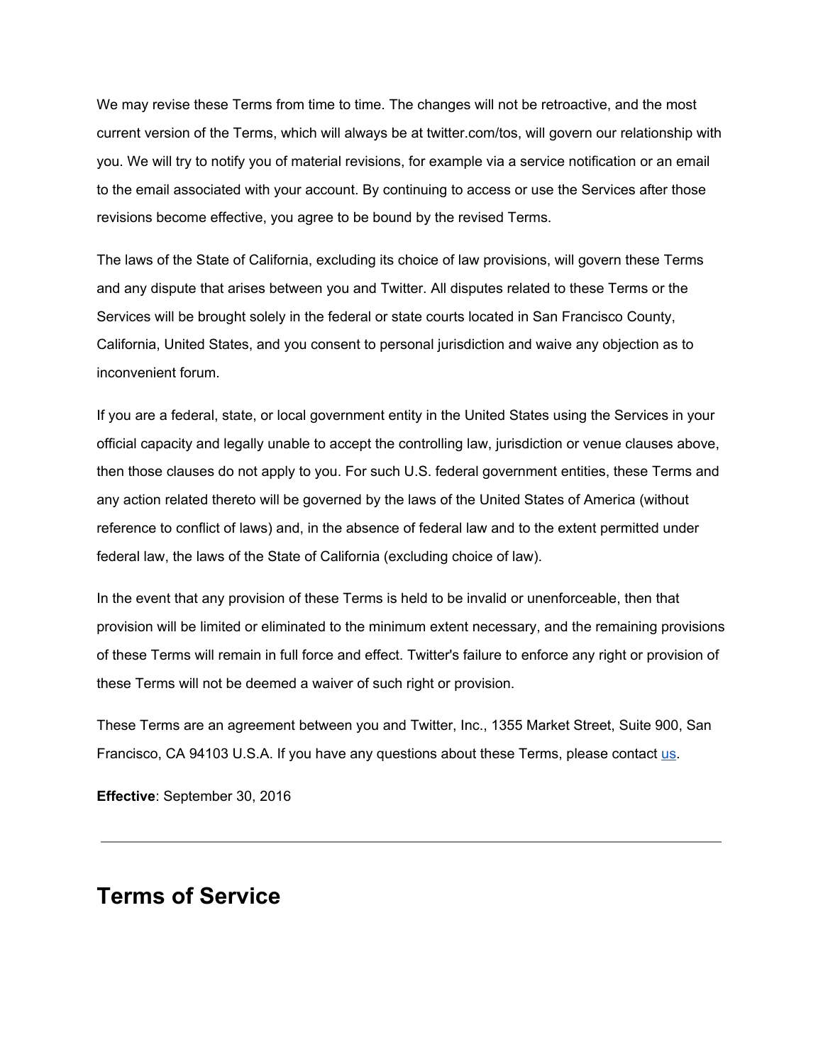We may revise these Terms from time to time. The changes will not be retroactive, and the most current version of the Terms, which will always be at twitter.com/tos, will govern our relationship with you. We will try to notify you of material revisions, for example via a service notification or an email to the email associated with your account. By continuing to access or use the Services after those revisions become effective, you agree to be bound by the revised Terms.

The laws of the State of California, excluding its choice of law provisions, will govern these Terms and any dispute that arises between you and Twitter. All disputes related to these Terms or the Services will be brought solely in the federal or state courts located in San Francisco County, California, United States, and you consent to personal jurisdiction and waive any objection as to inconvenient forum.

If you are a federal, state, or local government entity in the United States using the Services in your official capacity and legally unable to accept the controlling law, jurisdiction or venue clauses above, then those clauses do not apply to you. For such U.S. federal government entities, these Terms and any action related thereto will be governed by the laws of the United States of America (without reference to conflict of laws) and, in the absence of federal law and to the extent permitted under federal law, the laws of the State of California (excluding choice of law).

In the event that any provision of these Terms is held to be invalid or unenforceable, then that provision will be limited or eliminated to the minimum extent necessary, and the remaining provisions of these Terms will remain in full force and effect. Twitter's failure to enforce any right or provision of these Terms will not be deemed a waiver of such right or provision.

These Terms are an agreement between you and Twitter, Inc., 1355 Market Street, Suite 900, San Francisco, CA 94103 U.S.A. If you have any questions about these Terms, please contact us.

**Effective**: September 30, 2016

---

# Terms of Service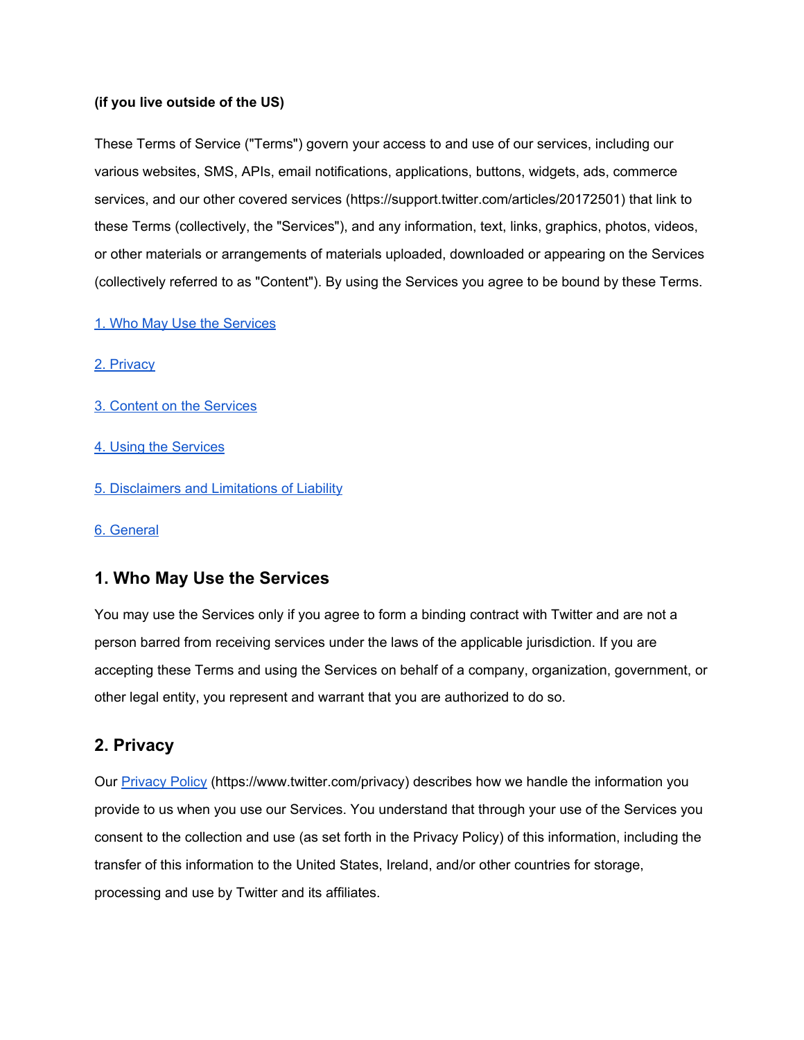**(if you live outside of the US)**

These Terms of Service ("Terms") govern your access to and use of our services, including our various websites, SMS, APIs, email notifications, applications, buttons, widgets, ads, commerce services, and our other covered services (https://support.twitter.com/articles/20172501) that link to these Terms (collectively, the "Services"), and any information, text, links, graphics, photos, videos, or other materials or arrangements of materials uploaded, downloaded or appearing on the Services (collectively referred to as "Content"). By using the Services you agree to be bound by these Terms.

[1. Who May Use the Services](#1-who-may-use-the-services)

[2. Privacy](#2-privacy)

[3. Content on the Services](#)

[4. Using the Services](#)

[5. Disclaimers and Limitations of Liability](#)

[6. General](#)

## 1. Who May Use the Services

You may use the Services only if you agree to form a binding contract with Twitter and are not a person barred from receiving services under the laws of the applicable jurisdiction. If you are accepting these Terms and using the Services on behalf of a company, organization, government, or other legal entity, you represent and warrant that you are authorized to do so.

## 2. Privacy

Our [Privacy Policy](https://www.twitter.com/privacy) (https://www.twitter.com/privacy) describes how we handle the information you provide to us when you use our Services. You understand that through your use of the Services you consent to the collection and use (as set forth in the Privacy Policy) of this information, including the transfer of this information to the United States, Ireland, and/or other countries for storage, processing and use by Twitter and its affiliates.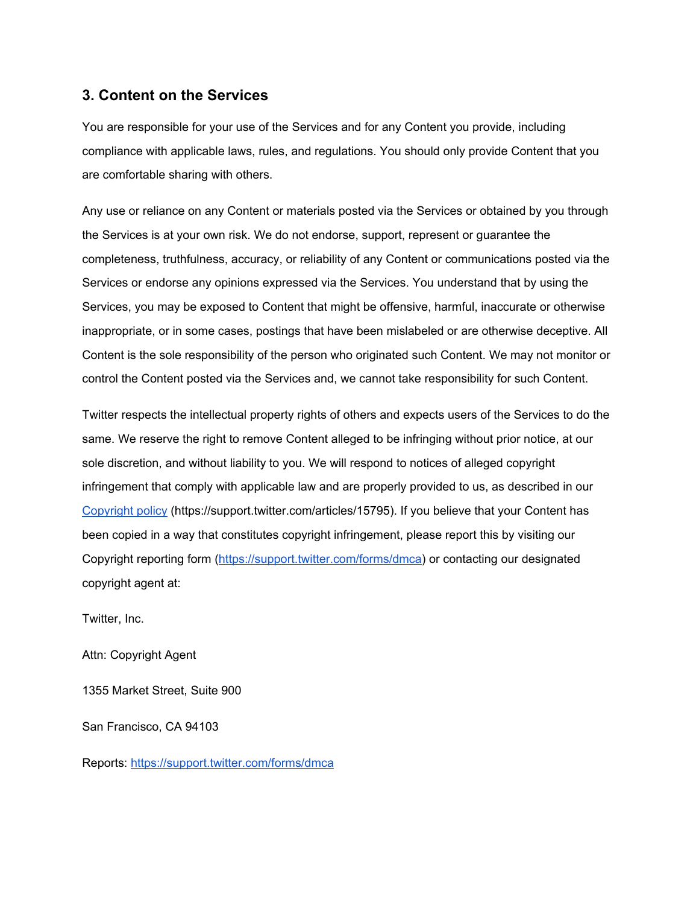### 3. Content on the Services

You are responsible for your use of the Services and for any Content you provide, including compliance with applicable laws, rules, and regulations. You should only provide Content that you are comfortable sharing with others.

Any use or reliance on any Content or materials posted via the Services or obtained by you through the Services is at your own risk. We do not endorse, support, represent or guarantee the completeness, truthfulness, accuracy, or reliability of any Content or communications posted via the Services or endorse any opinions expressed via the Services. You understand that by using the Services, you may be exposed to Content that might be offensive, harmful, inaccurate or otherwise inappropriate, or in some cases, postings that have been mislabeled or are otherwise deceptive. All Content is the sole responsibility of the person who originated such Content. We may not monitor or control the Content posted via the Services and, we cannot take responsibility for such Content.

Twitter respects the intellectual property rights of others and expects users of the Services to do the same. We reserve the right to remove Content alleged to be infringing without prior notice, at our sole discretion, and without liability to you. We will respond to notices of alleged copyright infringement that comply with applicable law and are properly provided to us, as described in our [Copyright policy](https://support.twitter.com/articles/15795) (https://support.twitter.com/articles/15795). If you believe that your Content has been copied in a way that constitutes copyright infringement, please report this by visiting our Copyright reporting form ([https://support.twitter.com/forms/dmca](https://support.twitter.com/forms/dmca)) or contacting our designated copyright agent at:

Twitter, Inc.

Attn: Copyright Agent

1355 Market Street, Suite 900

San Francisco, CA 94103

Reports: [https://support.twitter.com/forms/dmca](https://support.twitter.com/forms/dmca)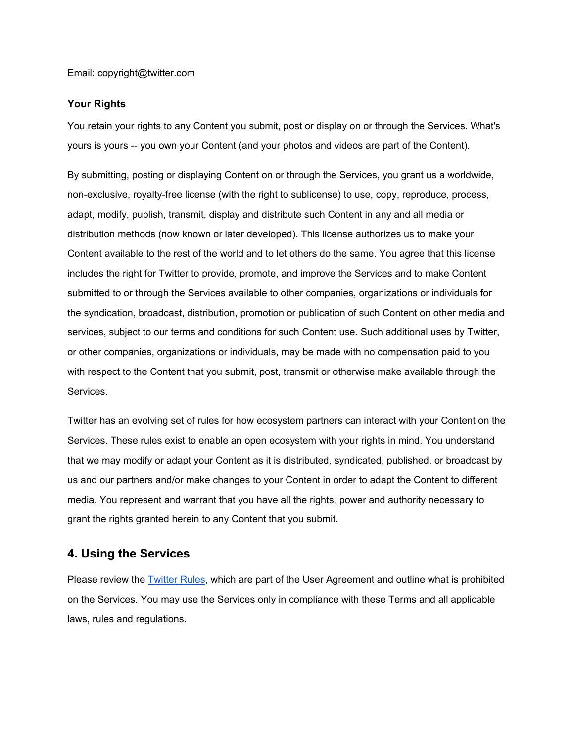Email: copyright@twitter.com

### Your Rights

You retain your rights to any Content you submit, post or display on or through the Services. What's yours is yours -- you own your Content (and your photos and videos are part of the Content).

By submitting, posting or displaying Content on or through the Services, you grant us a worldwide, non-exclusive, royalty-free license (with the right to sublicense) to use, copy, reproduce, process, adapt, modify, publish, transmit, display and distribute such Content in any and all media or distribution methods (now known or later developed). This license authorizes us to make your Content available to the rest of the world and to let others do the same. You agree that this license includes the right for Twitter to provide, promote, and improve the Services and to make Content submitted to or through the Services available to other companies, organizations or individuals for the syndication, broadcast, distribution, promotion or publication of such Content on other media and services, subject to our terms and conditions for such Content use. Such additional uses by Twitter, or other companies, organizations or individuals, may be made with no compensation paid to you with respect to the Content that you submit, post, transmit or otherwise make available through the Services.

Twitter has an evolving set of rules for how ecosystem partners can interact with your Content on the Services. These rules exist to enable an open ecosystem with your rights in mind. You understand that we may modify or adapt your Content as it is distributed, syndicated, published, or broadcast by us and our partners and/or make changes to your Content in order to adapt the Content to different media. You represent and warrant that you have all the rights, power and authority necessary to grant the rights granted herein to any Content that you submit.

## 4. Using the Services

Please review the [Twitter Rules](), which are part of the User Agreement and outline what is prohibited on the Services. You may use the Services only in compliance with these Terms and all applicable laws, rules and regulations.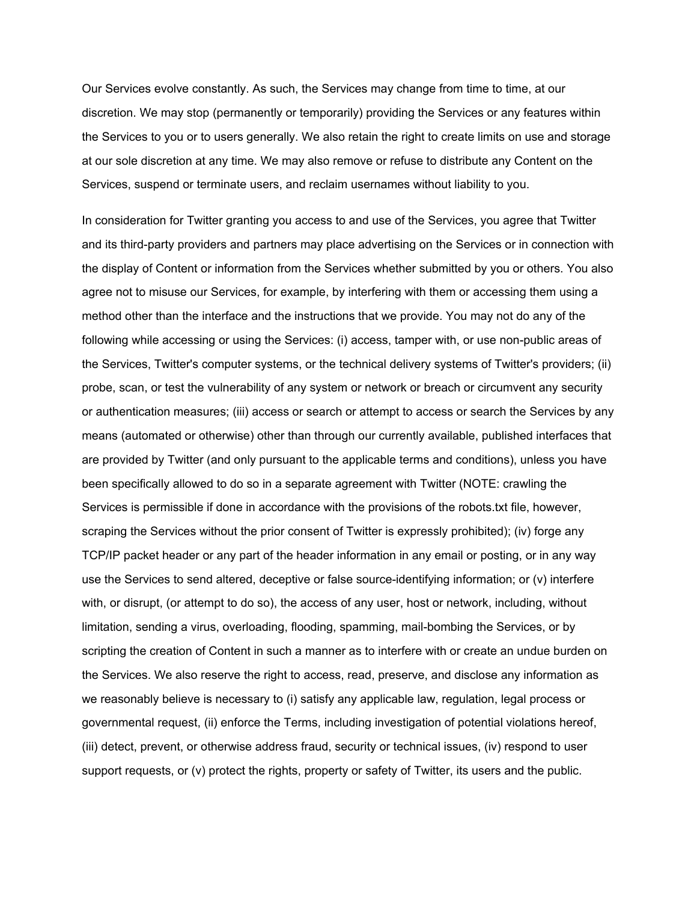Our Services evolve constantly. As such, the Services may change from time to time, at our discretion. We may stop (permanently or temporarily) providing the Services or any features within the Services to you or to users generally. We also retain the right to create limits on use and storage at our sole discretion at any time. We may also remove or refuse to distribute any Content on the Services, suspend or terminate users, and reclaim usernames without liability to you.

In consideration for Twitter granting you access to and use of the Services, you agree that Twitter and its third-party providers and partners may place advertising on the Services or in connection with the display of Content or information from the Services whether submitted by you or others. You also agree not to misuse our Services, for example, by interfering with them or accessing them using a method other than the interface and the instructions that we provide. You may not do any of the following while accessing or using the Services: (i) access, tamper with, or use non-public areas of the Services, Twitter's computer systems, or the technical delivery systems of Twitter's providers; (ii) probe, scan, or test the vulnerability of any system or network or breach or circumvent any security or authentication measures; (iii) access or search or attempt to access or search the Services by any means (automated or otherwise) other than through our currently available, published interfaces that are provided by Twitter (and only pursuant to the applicable terms and conditions), unless you have been specifically allowed to do so in a separate agreement with Twitter (NOTE: crawling the Services is permissible if done in accordance with the provisions of the robots.txt file, however, scraping the Services without the prior consent of Twitter is expressly prohibited); (iv) forge any TCP/IP packet header or any part of the header information in any email or posting, or in any way use the Services to send altered, deceptive or false source-identifying information; or (v) interfere with, or disrupt, (or attempt to do so), the access of any user, host or network, including, without limitation, sending a virus, overloading, flooding, spamming, mail-bombing the Services, or by scripting the creation of Content in such a manner as to interfere with or create an undue burden on the Services. We also reserve the right to access, read, preserve, and disclose any information as we reasonably believe is necessary to (i) satisfy any applicable law, regulation, legal process or governmental request, (ii) enforce the Terms, including investigation of potential violations hereof, (iii) detect, prevent, or otherwise address fraud, security or technical issues, (iv) respond to user support requests, or (v) protect the rights, property or safety of Twitter, its users and the public.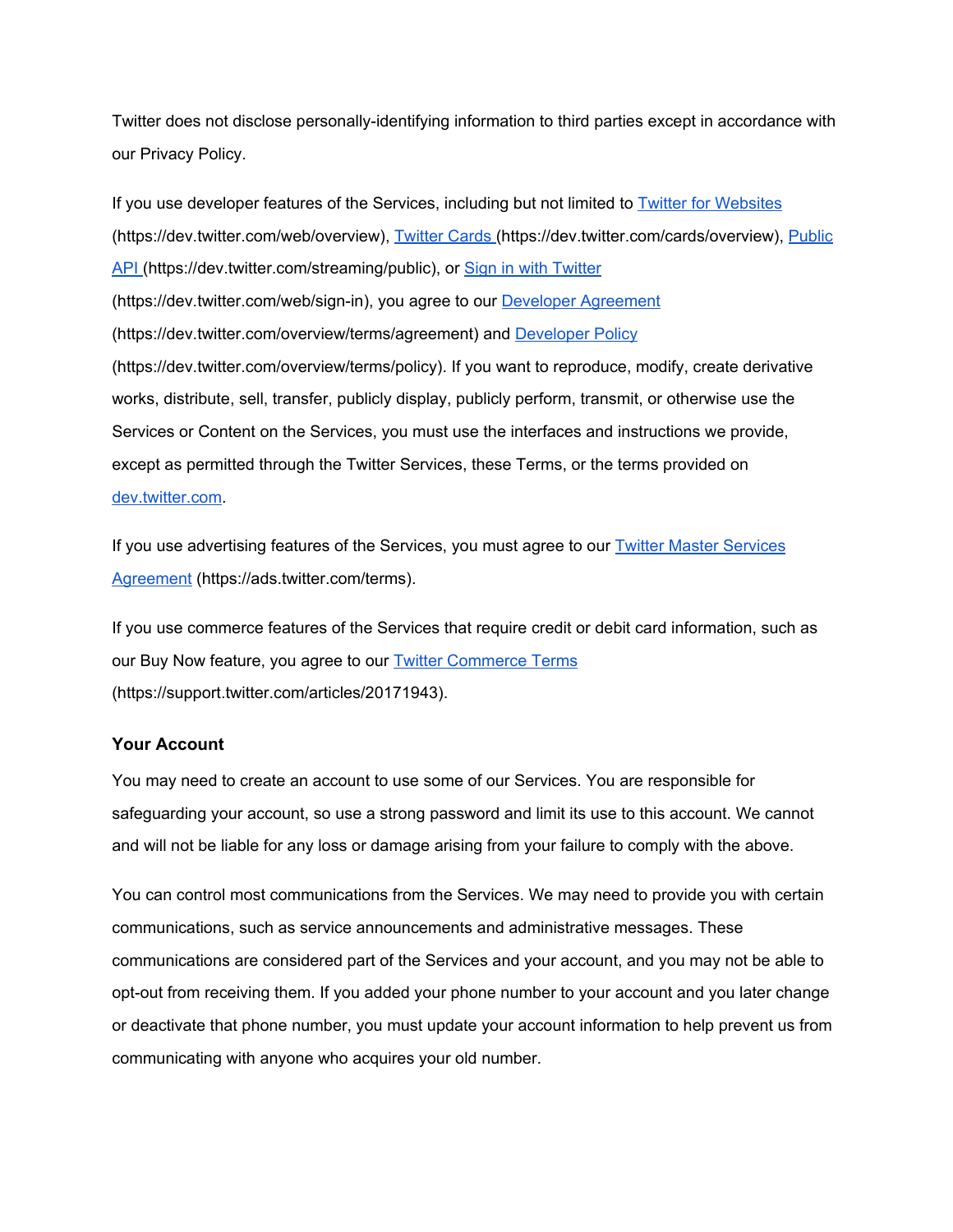Twitter does not disclose personally-identifying information to third parties except in accordance with our Privacy Policy.

If you use developer features of the Services, including but not limited to [Twitter for Websites](https://dev.twitter.com/web/overview) (https://dev.twitter.com/web/overview), [Twitter Cards](https://dev.twitter.com/cards/overview) (https://dev.twitter.com/cards/overview), [Public API](https://dev.twitter.com/streaming/public) (https://dev.twitter.com/streaming/public), or [Sign in with Twitter](https://dev.twitter.com/web/sign-in) (https://dev.twitter.com/web/sign-in), you agree to our [Developer Agreement](https://dev.twitter.com/overview/terms/agreement) (https://dev.twitter.com/overview/terms/agreement) and [Developer Policy](https://dev.twitter.com/overview/terms/policy) (https://dev.twitter.com/overview/terms/policy). If you want to reproduce, modify, create derivative works, distribute, sell, transfer, publicly display, publicly perform, transmit, or otherwise use the Services or Content on the Services, you must use the interfaces and instructions we provide, except as permitted through the Twitter Services, these Terms, or the terms provided on [dev.twitter.com](https://dev.twitter.com).

If you use advertising features of the Services, you must agree to our [Twitter Master Services Agreement](https://ads.twitter.com/terms) (https://ads.twitter.com/terms).

If you use commerce features of the Services that require credit or debit card information, such as our Buy Now feature, you agree to our [Twitter Commerce Terms](https://support.twitter.com/articles/20171943) (https://support.twitter.com/articles/20171943).

**Your Account**

You may need to create an account to use some of our Services. You are responsible for safeguarding your account, so use a strong password and limit its use to this account. We cannot and will not be liable for any loss or damage arising from your failure to comply with the above.

You can control most communications from the Services. We may need to provide you with certain communications, such as service announcements and administrative messages. These communications are considered part of the Services and your account, and you may not be able to opt-out from receiving them. If you added your phone number to your account and you later change or deactivate that phone number, you must update your account information to help prevent us from communicating with anyone who acquires your old number.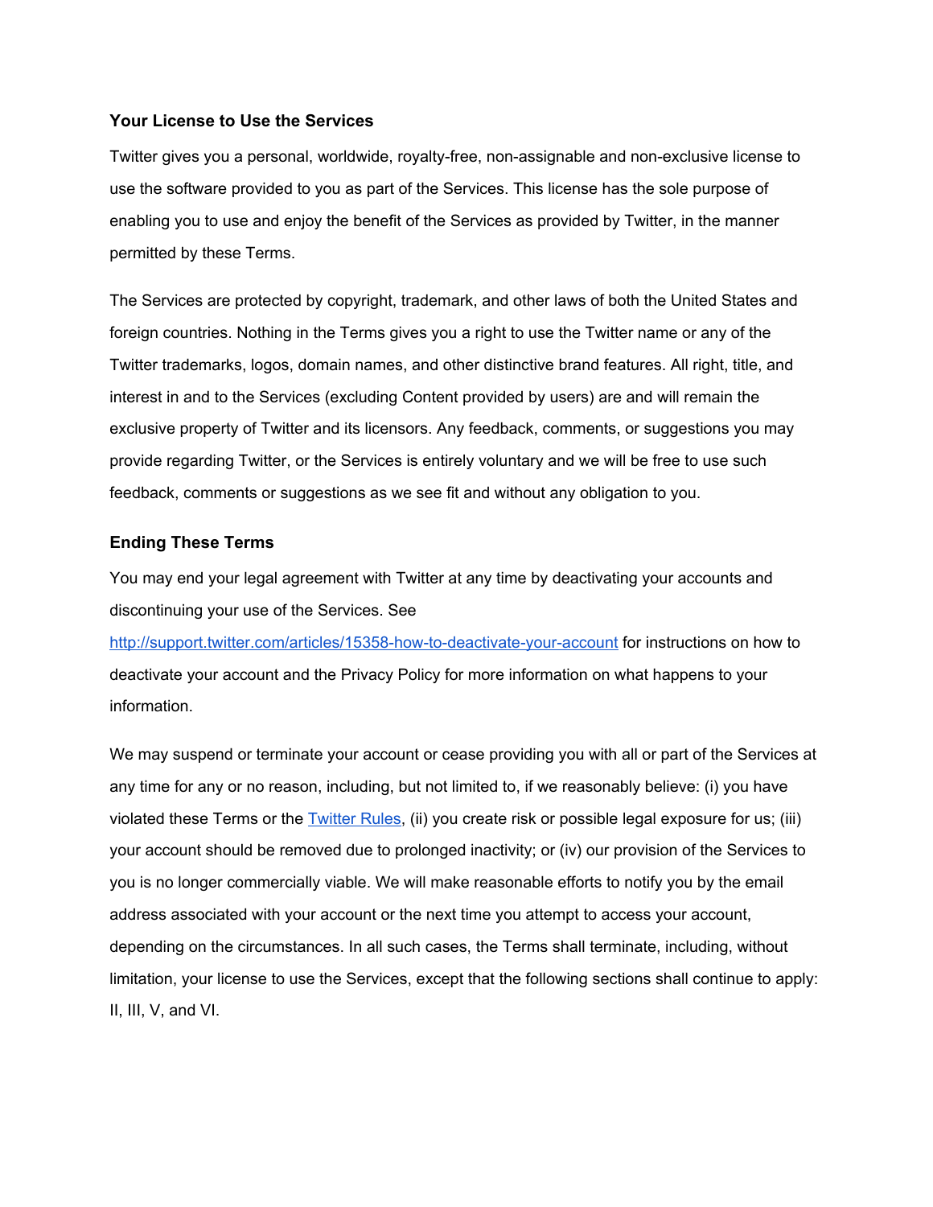### Your License to Use the Services

Twitter gives you a personal, worldwide, royalty-free, non-assignable and non-exclusive license to use the software provided to you as part of the Services. This license has the sole purpose of enabling you to use and enjoy the benefit of the Services as provided by Twitter, in the manner permitted by these Terms.

The Services are protected by copyright, trademark, and other laws of both the United States and foreign countries. Nothing in the Terms gives you a right to use the Twitter name or any of the Twitter trademarks, logos, domain names, and other distinctive brand features. All right, title, and interest in and to the Services (excluding Content provided by users) are and will remain the exclusive property of Twitter and its licensors. Any feedback, comments, or suggestions you may provide regarding Twitter, or the Services is entirely voluntary and we will be free to use such feedback, comments or suggestions as we see fit and without any obligation to you.

### Ending These Terms

You may end your legal agreement with Twitter at any time by deactivating your accounts and discontinuing your use of the Services. See [http://support.twitter.com/articles/15358-how-to-deactivate-your-account](http://support.twitter.com/articles/15358-how-to-deactivate-your-account) for instructions on how to deactivate your account and the Privacy Policy for more information on what happens to your information.

We may suspend or terminate your account or cease providing you with all or part of the Services at any time for any or no reason, including, but not limited to, if we reasonably believe: (i) you have violated these Terms or the [Twitter Rules](), (ii) you create risk or possible legal exposure for us; (iii) your account should be removed due to prolonged inactivity; or (iv) our provision of the Services to you is no longer commercially viable. We will make reasonable efforts to notify you by the email address associated with your account or the next time you attempt to access your account, depending on the circumstances. In all such cases, the Terms shall terminate, including, without limitation, your license to use the Services, except that the following sections shall continue to apply: II, III, V, and VI.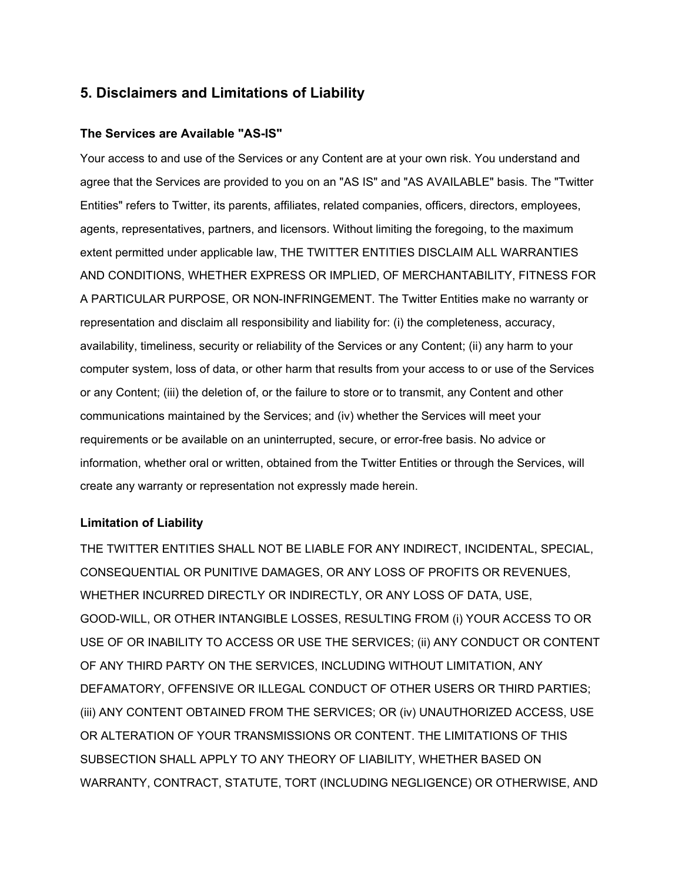## 5. Disclaimers and Limitations of Liability

### The Services are Available "AS-IS"

Your access to and use of the Services or any Content are at your own risk. You understand and agree that the Services are provided to you on an "AS IS" and "AS AVAILABLE" basis. The "Twitter Entities" refers to Twitter, its parents, affiliates, related companies, officers, directors, employees, agents, representatives, partners, and licensors. Without limiting the foregoing, to the maximum extent permitted under applicable law, THE TWITTER ENTITIES DISCLAIM ALL WARRANTIES AND CONDITIONS, WHETHER EXPRESS OR IMPLIED, OF MERCHANTABILITY, FITNESS FOR A PARTICULAR PURPOSE, OR NON-INFRINGEMENT. The Twitter Entities make no warranty or representation and disclaim all responsibility and liability for: (i) the completeness, accuracy, availability, timeliness, security or reliability of the Services or any Content; (ii) any harm to your computer system, loss of data, or other harm that results from your access to or use of the Services or any Content; (iii) the deletion of, or the failure to store or to transmit, any Content and other communications maintained by the Services; and (iv) whether the Services will meet your requirements or be available on an uninterrupted, secure, or error-free basis. No advice or information, whether oral or written, obtained from the Twitter Entities or through the Services, will create any warranty or representation not expressly made herein.

### Limitation of Liability

THE TWITTER ENTITIES SHALL NOT BE LIABLE FOR ANY INDIRECT, INCIDENTAL, SPECIAL, CONSEQUENTIAL OR PUNITIVE DAMAGES, OR ANY LOSS OF PROFITS OR REVENUES, WHETHER INCURRED DIRECTLY OR INDIRECTLY, OR ANY LOSS OF DATA, USE, GOOD-WILL, OR OTHER INTANGIBLE LOSSES, RESULTING FROM (i) YOUR ACCESS TO OR USE OF OR INABILITY TO ACCESS OR USE THE SERVICES; (ii) ANY CONDUCT OR CONTENT OF ANY THIRD PARTY ON THE SERVICES, INCLUDING WITHOUT LIMITATION, ANY DEFAMATORY, OFFENSIVE OR ILLEGAL CONDUCT OF OTHER USERS OR THIRD PARTIES; (iii) ANY CONTENT OBTAINED FROM THE SERVICES; OR (iv) UNAUTHORIZED ACCESS, USE OR ALTERATION OF YOUR TRANSMISSIONS OR CONTENT. THE LIMITATIONS OF THIS SUBSECTION SHALL APPLY TO ANY THEORY OF LIABILITY, WHETHER BASED ON WARRANTY, CONTRACT, STATUTE, TORT (INCLUDING NEGLIGENCE) OR OTHERWISE, AND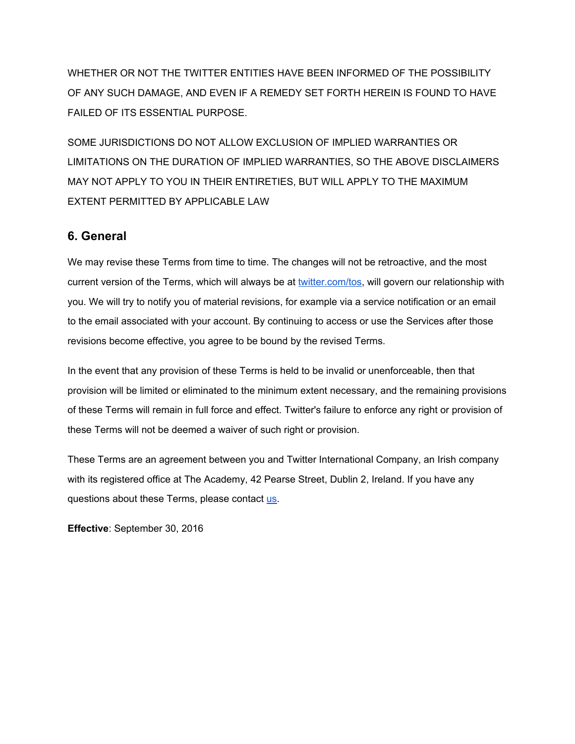WHETHER OR NOT THE TWITTER ENTITIES HAVE BEEN INFORMED OF THE POSSIBILITY OF ANY SUCH DAMAGE, AND EVEN IF A REMEDY SET FORTH HEREIN IS FOUND TO HAVE FAILED OF ITS ESSENTIAL PURPOSE.

SOME JURISDICTIONS DO NOT ALLOW EXCLUSION OF IMPLIED WARRANTIES OR LIMITATIONS ON THE DURATION OF IMPLIED WARRANTIES, SO THE ABOVE DISCLAIMERS MAY NOT APPLY TO YOU IN THEIR ENTIRETIES, BUT WILL APPLY TO THE MAXIMUM EXTENT PERMITTED BY APPLICABLE LAW

## 6. General

We may revise these Terms from time to time. The changes will not be retroactive, and the most current version of the Terms, which will always be at [twitter.com/tos](twitter.com/tos), will govern our relationship with you. We will try to notify you of material revisions, for example via a service notification or an email to the email associated with your account. By continuing to access or use the Services after those revisions become effective, you agree to be bound by the revised Terms.

In the event that any provision of these Terms is held to be invalid or unenforceable, then that provision will be limited or eliminated to the minimum extent necessary, and the remaining provisions of these Terms will remain in full force and effect. Twitter's failure to enforce any right or provision of these Terms will not be deemed a waiver of such right or provision.

These Terms are an agreement between you and Twitter International Company, an Irish company with its registered office at The Academy, 42 Pearse Street, Dublin 2, Ireland. If you have any questions about these Terms, please contact us.

**Effective**: September 30, 2016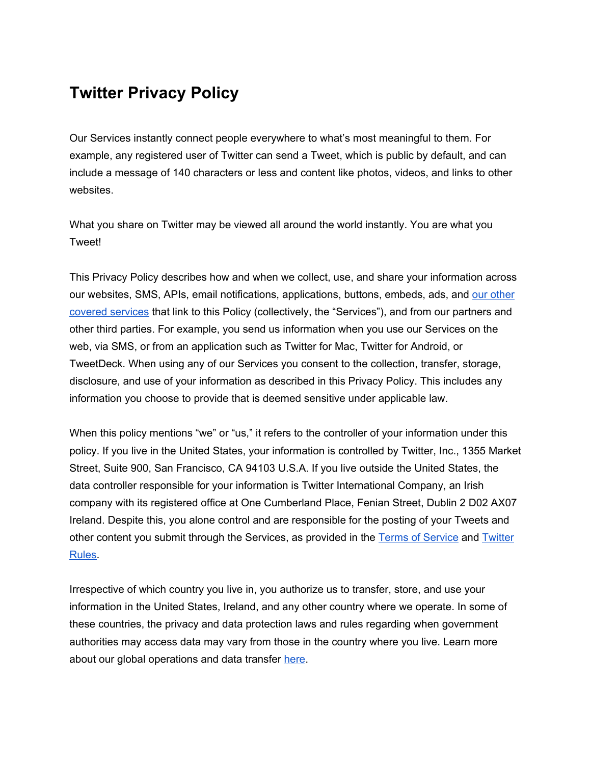# Twitter Privacy Policy

Our Services instantly connect people everywhere to what's most meaningful to them. For example, any registered user of Twitter can send a Tweet, which is public by default, and can include a message of 140 characters or less and content like photos, videos, and links to other websites.

What you share on Twitter may be viewed all around the world instantly. You are what you Tweet!

This Privacy Policy describes how and when we collect, use, and share your information across our websites, SMS, APIs, email notifications, applications, buttons, embeds, ads, and our other covered services that link to this Policy (collectively, the "Services"), and from our partners and other third parties. For example, you send us information when you use our Services on the web, via SMS, or from an application such as Twitter for Mac, Twitter for Android, or TweetDeck. When using any of our Services you consent to the collection, transfer, storage, disclosure, and use of your information as described in this Privacy Policy. This includes any information you choose to provide that is deemed sensitive under applicable law.

When this policy mentions "we" or "us," it refers to the controller of your information under this policy. If you live in the United States, your information is controlled by Twitter, Inc., 1355 Market Street, Suite 900, San Francisco, CA 94103 U.S.A. If you live outside the United States, the data controller responsible for your information is Twitter International Company, an Irish company with its registered office at One Cumberland Place, Fenian Street, Dublin 2 D02 AX07 Ireland. Despite this, you alone control and are responsible for the posting of your Tweets and other content you submit through the Services, as provided in the Terms of Service and Twitter Rules.

Irrespective of which country you live in, you authorize us to transfer, store, and use your information in the United States, Ireland, and any other country where we operate. In some of these countries, the privacy and data protection laws and rules regarding when government authorities may access data may vary from those in the country where you live. Learn more about our global operations and data transfer here.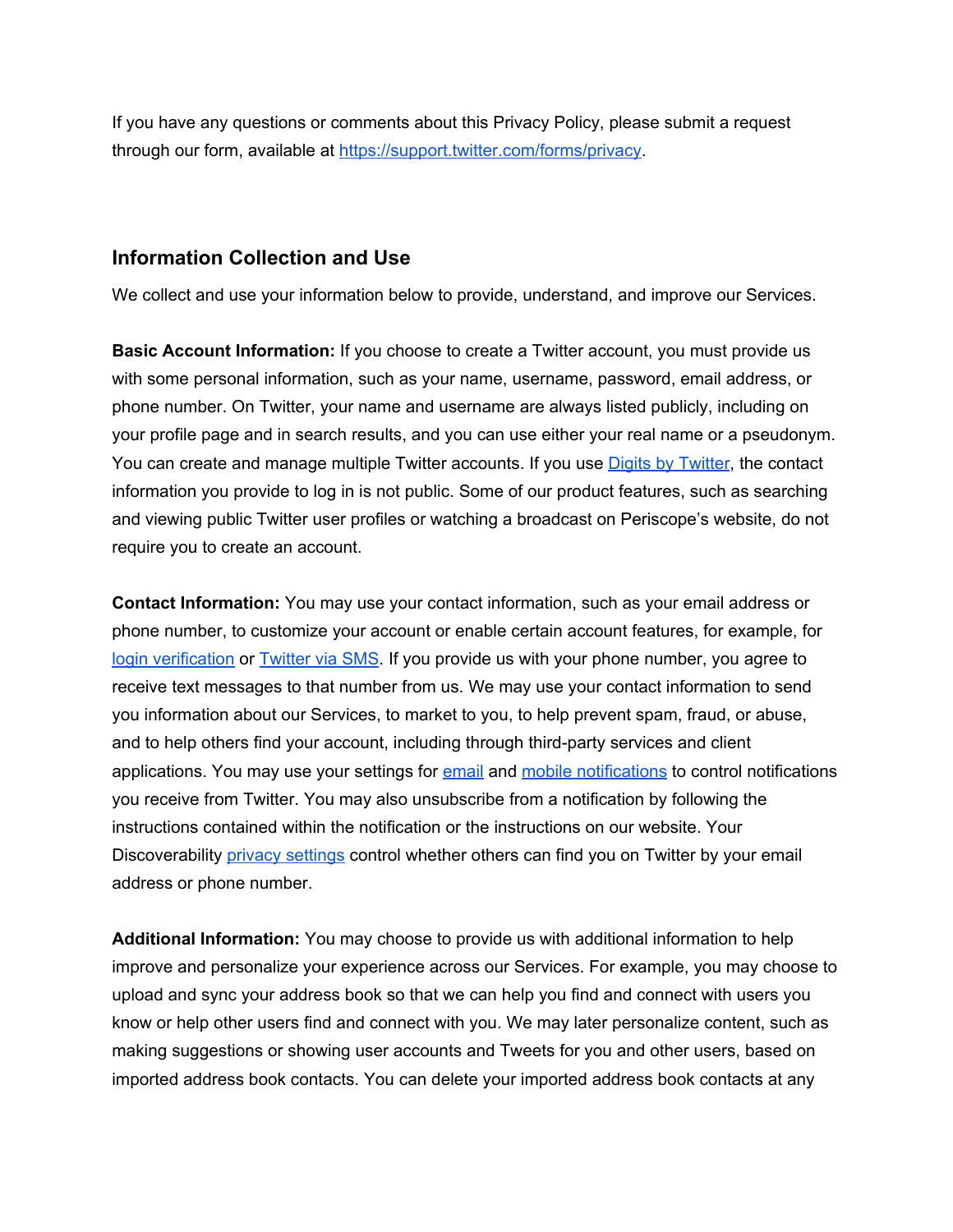If you have any questions or comments about this Privacy Policy, please submit a request through our form, available at https://support.twitter.com/forms/privacy.

## Information Collection and Use

We collect and use your information below to provide, understand, and improve our Services.

**Basic Account Information:** If you choose to create a Twitter account, you must provide us with some personal information, such as your name, username, password, email address, or phone number. On Twitter, your name and username are always listed publicly, including on your profile page and in search results, and you can use either your real name or a pseudonym. You can create and manage multiple Twitter accounts. If you use Digits by Twitter, the contact information you provide to log in is not public. Some of our product features, such as searching and viewing public Twitter user profiles or watching a broadcast on Periscope's website, do not require you to create an account.

**Contact Information:** You may use your contact information, such as your email address or phone number, to customize your account or enable certain account features, for example, for login verification or Twitter via SMS. If you provide us with your phone number, you agree to receive text messages to that number from us. We may use your contact information to send you information about our Services, to market to you, to help prevent spam, fraud, or abuse, and to help others find your account, including through third-party services and client applications. You may use your settings for email and mobile notifications to control notifications you receive from Twitter. You may also unsubscribe from a notification by following the instructions contained within the notification or the instructions on our website. Your Discoverability privacy settings control whether others can find you on Twitter by your email address or phone number.

**Additional Information:** You may choose to provide us with additional information to help improve and personalize your experience across our Services. For example, you may choose to upload and sync your address book so that we can help you find and connect with users you know or help other users find and connect with you. We may later personalize content, such as making suggestions or showing user accounts and Tweets for you and other users, based on imported address book contacts. You can delete your imported address book contacts at any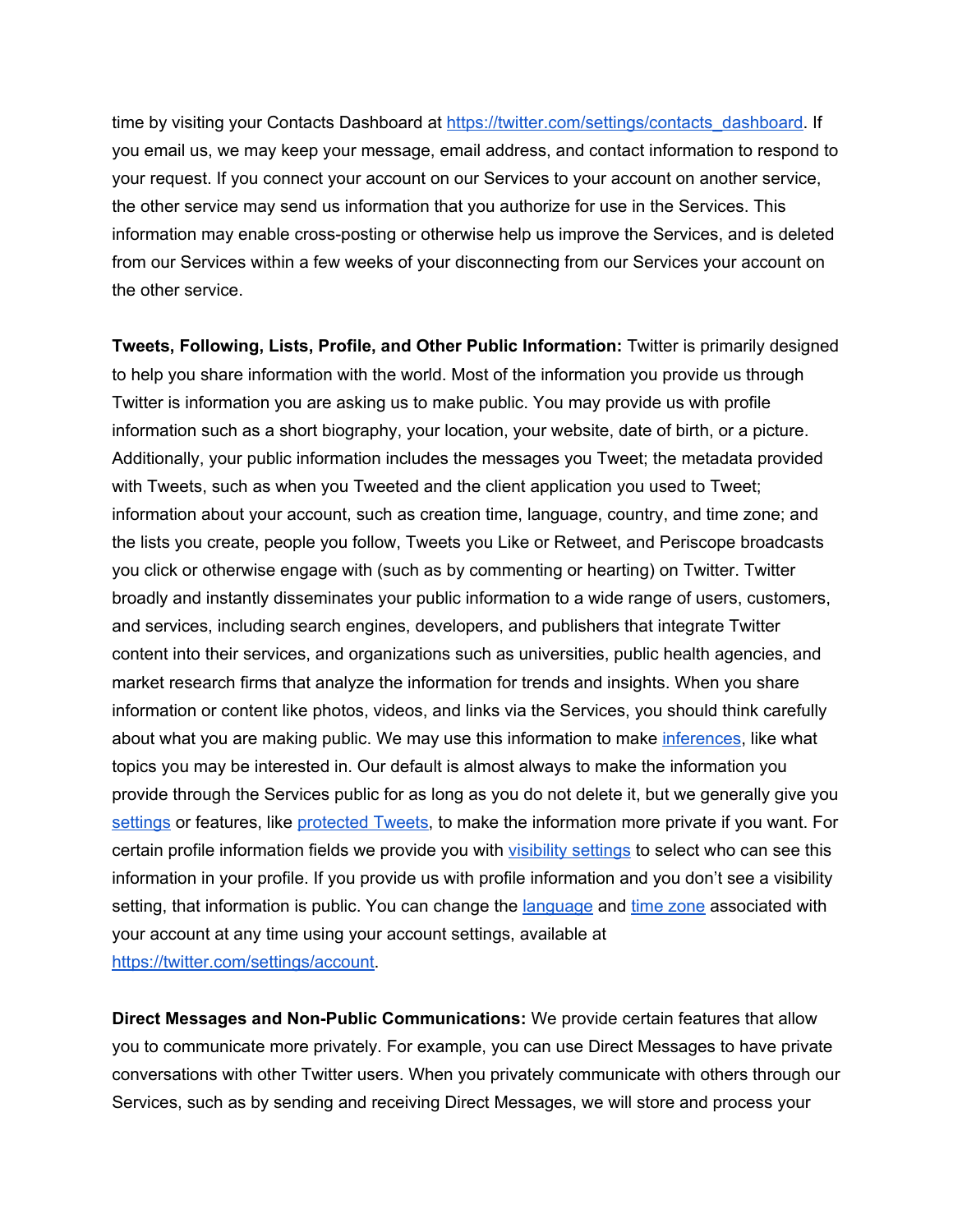time by visiting your Contacts Dashboard at https://twitter.com/settings/contacts_dashboard. If you email us, we may keep your message, email address, and contact information to respond to your request. If you connect your account on our Services to your account on another service, the other service may send us information that you authorize for use in the Services. This information may enable cross-posting or otherwise help us improve the Services, and is deleted from our Services within a few weeks of your disconnecting from our Services your account on the other service.

**Tweets, Following, Lists, Profile, and Other Public Information:** Twitter is primarily designed to help you share information with the world. Most of the information you provide us through Twitter is information you are asking us to make public. You may provide us with profile information such as a short biography, your location, your website, date of birth, or a picture. Additionally, your public information includes the messages you Tweet; the metadata provided with Tweets, such as when you Tweeted and the client application you used to Tweet; information about your account, such as creation time, language, country, and time zone; and the lists you create, people you follow, Tweets you Like or Retweet, and Periscope broadcasts you click or otherwise engage with (such as by commenting or hearting) on Twitter. Twitter broadly and instantly disseminates your public information to a wide range of users, customers, and services, including search engines, developers, and publishers that integrate Twitter content into their services, and organizations such as universities, public health agencies, and market research firms that analyze the information for trends and insights. When you share information or content like photos, videos, and links via the Services, you should think carefully about what you are making public. We may use this information to make inferences, like what topics you may be interested in. Our default is almost always to make the information you provide through the Services public for as long as you do not delete it, but we generally give you settings or features, like protected Tweets, to make the information more private if you want. For certain profile information fields we provide you with visibility settings to select who can see this information in your profile. If you provide us with profile information and you don't see a visibility setting, that information is public. You can change the language and time zone associated with your account at any time using your account settings, available at https://twitter.com/settings/account.

**Direct Messages and Non-Public Communications:** We provide certain features that allow you to communicate more privately. For example, you can use Direct Messages to have private conversations with other Twitter users. When you privately communicate with others through our Services, such as by sending and receiving Direct Messages, we will store and process your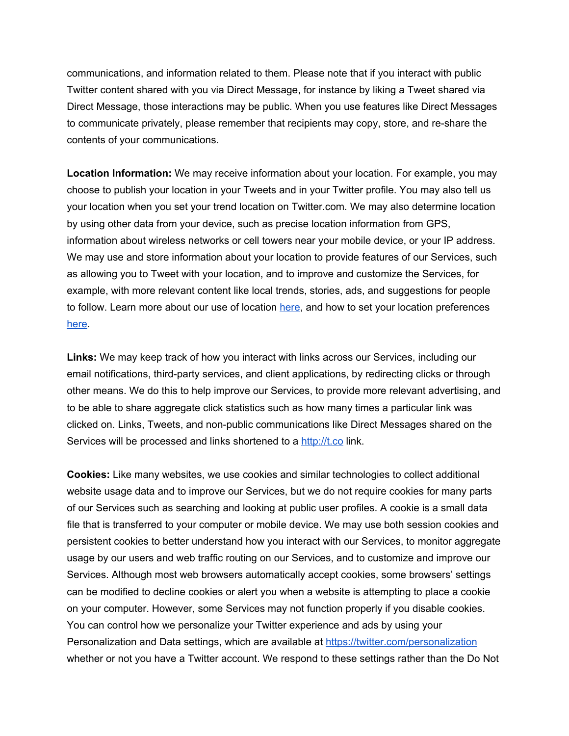communications, and information related to them. Please note that if you interact with public Twitter content shared with you via Direct Message, for instance by liking a Tweet shared via Direct Message, those interactions may be public. When you use features like Direct Messages to communicate privately, please remember that recipients may copy, store, and re-share the contents of your communications.

**Location Information:** We may receive information about your location. For example, you may choose to publish your location in your Tweets and in your Twitter profile. You may also tell us your location when you set your trend location on Twitter.com. We may also determine location by using other data from your device, such as precise location information from GPS, information about wireless networks or cell towers near your mobile device, or your IP address. We may use and store information about your location to provide features of our Services, such as allowing you to Tweet with your location, and to improve and customize the Services, for example, with more relevant content like local trends, stories, ads, and suggestions for people to follow. Learn more about our use of location here, and how to set your location preferences here.

**Links:** We may keep track of how you interact with links across our Services, including our email notifications, third-party services, and client applications, by redirecting clicks or through other means. We do this to help improve our Services, to provide more relevant advertising, and to be able to share aggregate click statistics such as how many times a particular link was clicked on. Links, Tweets, and non-public communications like Direct Messages shared on the Services will be processed and links shortened to a http://t.co link.

**Cookies:** Like many websites, we use cookies and similar technologies to collect additional website usage data and to improve our Services, but we do not require cookies for many parts of our Services such as searching and looking at public user profiles. A cookie is a small data file that is transferred to your computer or mobile device. We may use both session cookies and persistent cookies to better understand how you interact with our Services, to monitor aggregate usage by our users and web traffic routing on our Services, and to customize and improve our Services. Although most web browsers automatically accept cookies, some browsers' settings can be modified to decline cookies or alert you when a website is attempting to place a cookie on your computer. However, some Services may not function properly if you disable cookies. You can control how we personalize your Twitter experience and ads by using your Personalization and Data settings, which are available at https://twitter.com/personalization whether or not you have a Twitter account. We respond to these settings rather than the Do Not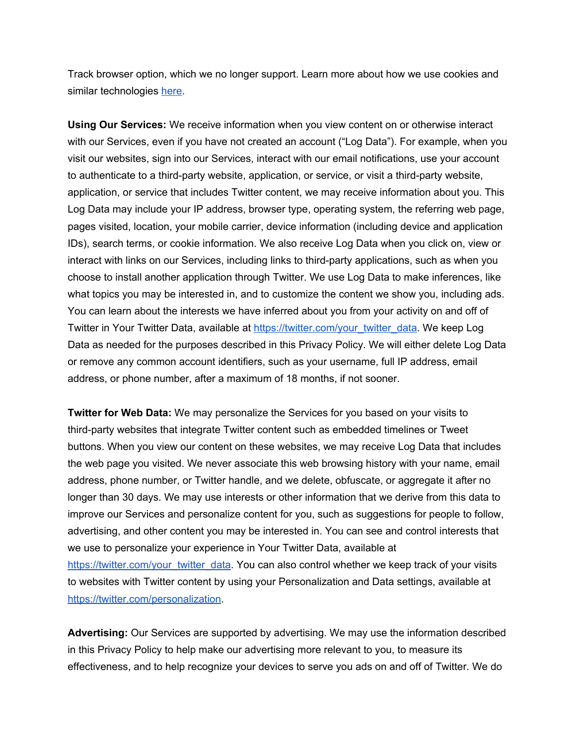Track browser option, which we no longer support. Learn more about how we use cookies and similar technologies [here](here).

**Using Our Services:** We receive information when you view content on or otherwise interact with our Services, even if you have not created an account (“Log Data”). For example, when you visit our websites, sign into our Services, interact with our email notifications, use your account to authenticate to a third-party website, application, or service, or visit a third-party website, application, or service that includes Twitter content, we may receive information about you. This Log Data may include your IP address, browser type, operating system, the referring web page, pages visited, location, your mobile carrier, device information (including device and application IDs), search terms, or cookie information. We also receive Log Data when you click on, view or interact with links on our Services, including links to third-party applications, such as when you choose to install another application through Twitter. We use Log Data to make inferences, like what topics you may be interested in, and to customize the content we show you, including ads. You can learn about the interests we have inferred about you from your activity on and off of Twitter in Your Twitter Data, available at [https://twitter.com/your_twitter_data](https://twitter.com/your_twitter_data). We keep Log Data as needed for the purposes described in this Privacy Policy. We will either delete Log Data or remove any common account identifiers, such as your username, full IP address, email address, or phone number, after a maximum of 18 months, if not sooner.

**Twitter for Web Data:** We may personalize the Services for you based on your visits to third-party websites that integrate Twitter content such as embedded timelines or Tweet buttons. When you view our content on these websites, we may receive Log Data that includes the web page you visited. We never associate this web browsing history with your name, email address, phone number, or Twitter handle, and we delete, obfuscate, or aggregate it after no longer than 30 days. We may use interests or other information that we derive from this data to improve our Services and personalize content for you, such as suggestions for people to follow, advertising, and other content you may be interested in. You can see and control interests that we use to personalize your experience in Your Twitter Data, available at [https://twitter.com/your_twitter_data](https://twitter.com/your_twitter_data). You can also control whether we keep track of your visits to websites with Twitter content by using your Personalization and Data settings, available at [https://twitter.com/personalization](https://twitter.com/personalization).

**Advertising:** Our Services are supported by advertising. We may use the information described in this Privacy Policy to help make our advertising more relevant to you, to measure its effectiveness, and to help recognize your devices to serve you ads on and off of Twitter. We do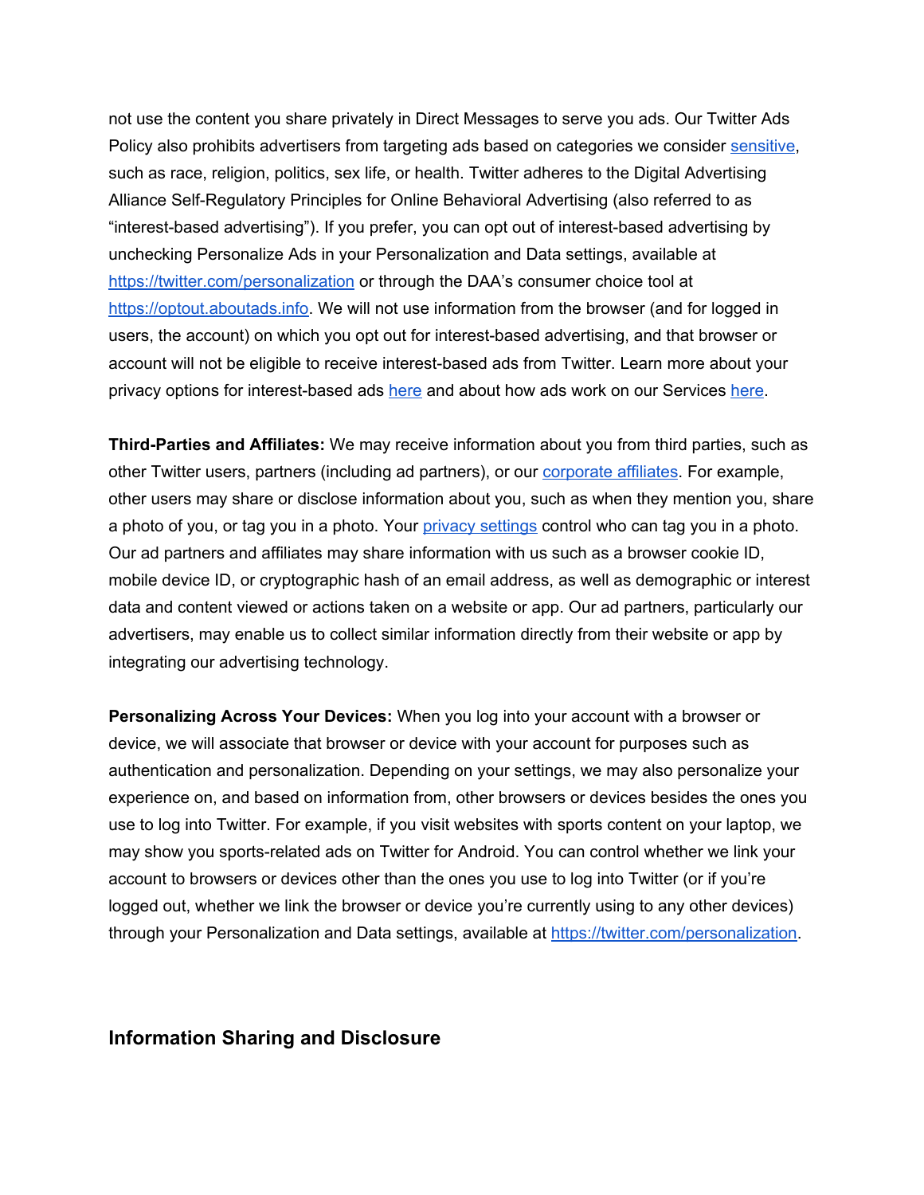not use the content you share privately in Direct Messages to serve you ads. Our Twitter Ads Policy also prohibits advertisers from targeting ads based on categories we consider [sensitive](), such as race, religion, politics, sex life, or health. Twitter adheres to the Digital Advertising Alliance Self-Regulatory Principles for Online Behavioral Advertising (also referred to as "interest-based advertising"). If you prefer, you can opt out of interest-based advertising by unchecking Personalize Ads in your Personalization and Data settings, available at [https://twitter.com/personalization](https://twitter.com/personalization) or through the DAA's consumer choice tool at [https://optout.aboutads.info](https://optout.aboutads.info). We will not use information from the browser (and for logged in users, the account) on which you opt out for interest-based advertising, and that browser or account will not be eligible to receive interest-based ads from Twitter. Learn more about your privacy options for interest-based ads [here]() and about how ads work on our Services [here]().

**Third-Parties and Affiliates:** We may receive information about you from third parties, such as other Twitter users, partners (including ad partners), or our [corporate affiliates](). For example, other users may share or disclose information about you, such as when they mention you, share a photo of you, or tag you in a photo. Your [privacy settings]() control who can tag you in a photo. Our ad partners and affiliates may share information with us such as a browser cookie ID, mobile device ID, or cryptographic hash of an email address, as well as demographic or interest data and content viewed or actions taken on a website or app. Our ad partners, particularly our advertisers, may enable us to collect similar information directly from their website or app by integrating our advertising technology.

**Personalizing Across Your Devices:** When you log into your account with a browser or device, we will associate that browser or device with your account for purposes such as authentication and personalization. Depending on your settings, we may also personalize your experience on, and based on information from, other browsers or devices besides the ones you use to log into Twitter. For example, if you visit websites with sports content on your laptop, we may show you sports-related ads on Twitter for Android. You can control whether we link your account to browsers or devices other than the ones you use to log into Twitter (or if you're logged out, whether we link the browser or device you're currently using to any other devices) through your Personalization and Data settings, available at [https://twitter.com/personalization](https://twitter.com/personalization).

## Information Sharing and Disclosure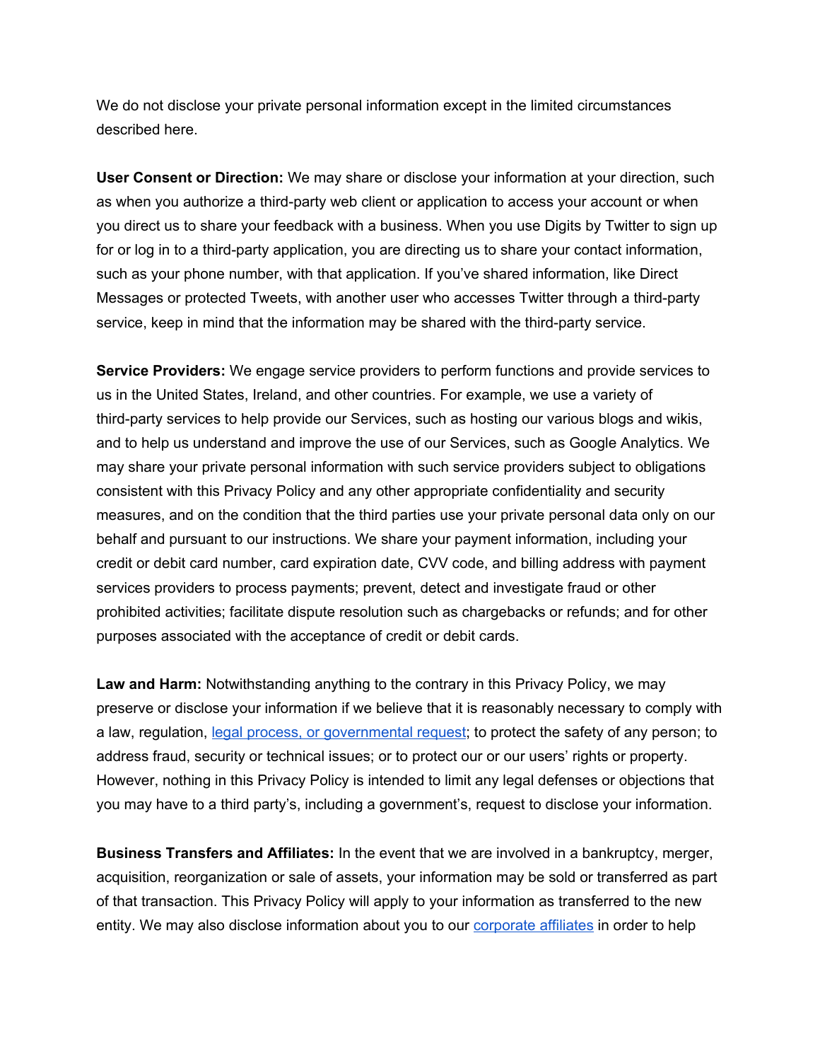We do not disclose your private personal information except in the limited circumstances described here.

**User Consent or Direction:** We may share or disclose your information at your direction, such as when you authorize a third-party web client or application to access your account or when you direct us to share your feedback with a business. When you use Digits by Twitter to sign up for or log in to a third-party application, you are directing us to share your contact information, such as your phone number, with that application. If you've shared information, like Direct Messages or protected Tweets, with another user who accesses Twitter through a third-party service, keep in mind that the information may be shared with the third-party service.

**Service Providers:** We engage service providers to perform functions and provide services to us in the United States, Ireland, and other countries. For example, we use a variety of third-party services to help provide our Services, such as hosting our various blogs and wikis, and to help us understand and improve the use of our Services, such as Google Analytics. We may share your private personal information with such service providers subject to obligations consistent with this Privacy Policy and any other appropriate confidentiality and security measures, and on the condition that the third parties use your private personal data only on our behalf and pursuant to our instructions. We share your payment information, including your credit or debit card number, card expiration date, CVV code, and billing address with payment services providers to process payments; prevent, detect and investigate fraud or other prohibited activities; facilitate dispute resolution such as chargebacks or refunds; and for other purposes associated with the acceptance of credit or debit cards.

**Law and Harm:** Notwithstanding anything to the contrary in this Privacy Policy, we may preserve or disclose your information if we believe that it is reasonably necessary to comply with a law, regulation, legal process, or governmental request; to protect the safety of any person; to address fraud, security or technical issues; or to protect our or our users' rights or property. However, nothing in this Privacy Policy is intended to limit any legal defenses or objections that you may have to a third party's, including a government's, request to disclose your information.

**Business Transfers and Affiliates:** In the event that we are involved in a bankruptcy, merger, acquisition, reorganization or sale of assets, your information may be sold or transferred as part of that transaction. This Privacy Policy will apply to your information as transferred to the new entity. We may also disclose information about you to our corporate affiliates in order to help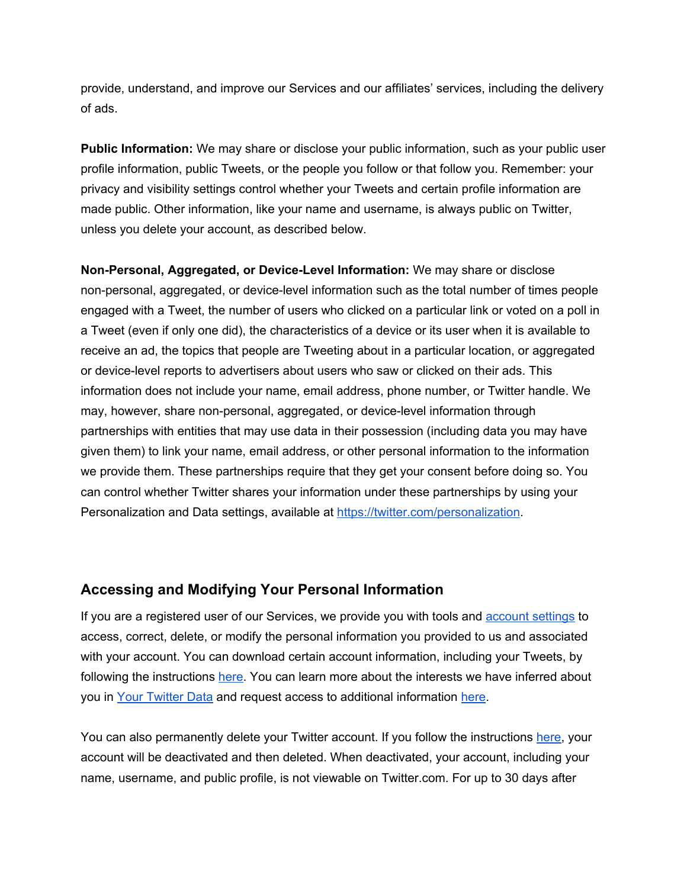provide, understand, and improve our Services and our affiliates' services, including the delivery of ads.

**Public Information:** We may share or disclose your public information, such as your public user profile information, public Tweets, or the people you follow or that follow you. Remember: your privacy and visibility settings control whether your Tweets and certain profile information are made public. Other information, like your name and username, is always public on Twitter, unless you delete your account, as described below.

**Non-Personal, Aggregated, or Device-Level Information:** We may share or disclose non-personal, aggregated, or device-level information such as the total number of times people engaged with a Tweet, the number of users who clicked on a particular link or voted on a poll in a Tweet (even if only one did), the characteristics of a device or its user when it is available to receive an ad, the topics that people are Tweeting about in a particular location, or aggregated or device-level reports to advertisers about users who saw or clicked on their ads. This information does not include your name, email address, phone number, or Twitter handle. We may, however, share non-personal, aggregated, or device-level information through partnerships with entities that may use data in their possession (including data you may have given them) to link your name, email address, or other personal information to the information we provide them. These partnerships require that they get your consent before doing so. You can control whether Twitter shares your information under these partnerships by using your Personalization and Data settings, available at [https://twitter.com/personalization](https://twitter.com/personalization).

## Accessing and Modifying Your Personal Information

If you are a registered user of our Services, we provide you with tools and account settings to access, correct, delete, or modify the personal information you provided to us and associated with your account. You can download certain account information, including your Tweets, by following the instructions here. You can learn more about the interests we have inferred about you in Your Twitter Data and request access to additional information here.

You can also permanently delete your Twitter account. If you follow the instructions here, your account will be deactivated and then deleted. When deactivated, your account, including your name, username, and public profile, is not viewable on Twitter.com. For up to 30 days after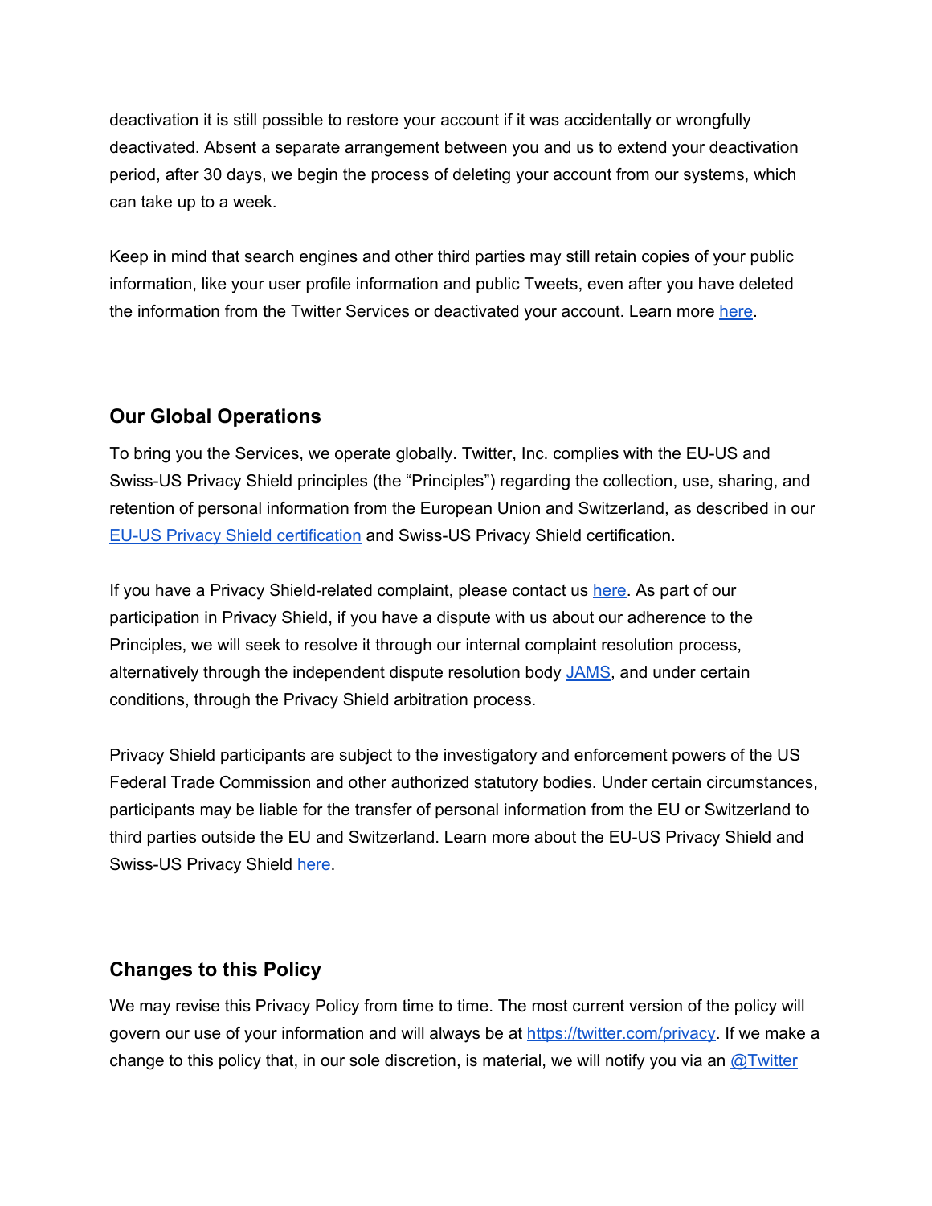deactivation it is still possible to restore your account if it was accidentally or wrongfully deactivated. Absent a separate arrangement between you and us to extend your deactivation period, after 30 days, we begin the process of deleting your account from our systems, which can take up to a week.

Keep in mind that search engines and other third parties may still retain copies of your public information, like your user profile information and public Tweets, even after you have deleted the information from the Twitter Services or deactivated your account. Learn more here.

## Our Global Operations

To bring you the Services, we operate globally. Twitter, Inc. complies with the EU-US and Swiss-US Privacy Shield principles (the "Principles") regarding the collection, use, sharing, and retention of personal information from the European Union and Switzerland, as described in our EU-US Privacy Shield certification and Swiss-US Privacy Shield certification.

If you have a Privacy Shield-related complaint, please contact us here. As part of our participation in Privacy Shield, if you have a dispute with us about our adherence to the Principles, we will seek to resolve it through our internal complaint resolution process, alternatively through the independent dispute resolution body JAMS, and under certain conditions, through the Privacy Shield arbitration process.

Privacy Shield participants are subject to the investigatory and enforcement powers of the US Federal Trade Commission and other authorized statutory bodies. Under certain circumstances, participants may be liable for the transfer of personal information from the EU or Switzerland to third parties outside the EU and Switzerland. Learn more about the EU-US Privacy Shield and Swiss-US Privacy Shield here.

## Changes to this Policy

We may revise this Privacy Policy from time to time. The most current version of the policy will govern our use of your information and will always be at https://twitter.com/privacy. If we make a change to this policy that, in our sole discretion, is material, we will notify you via an @Twitter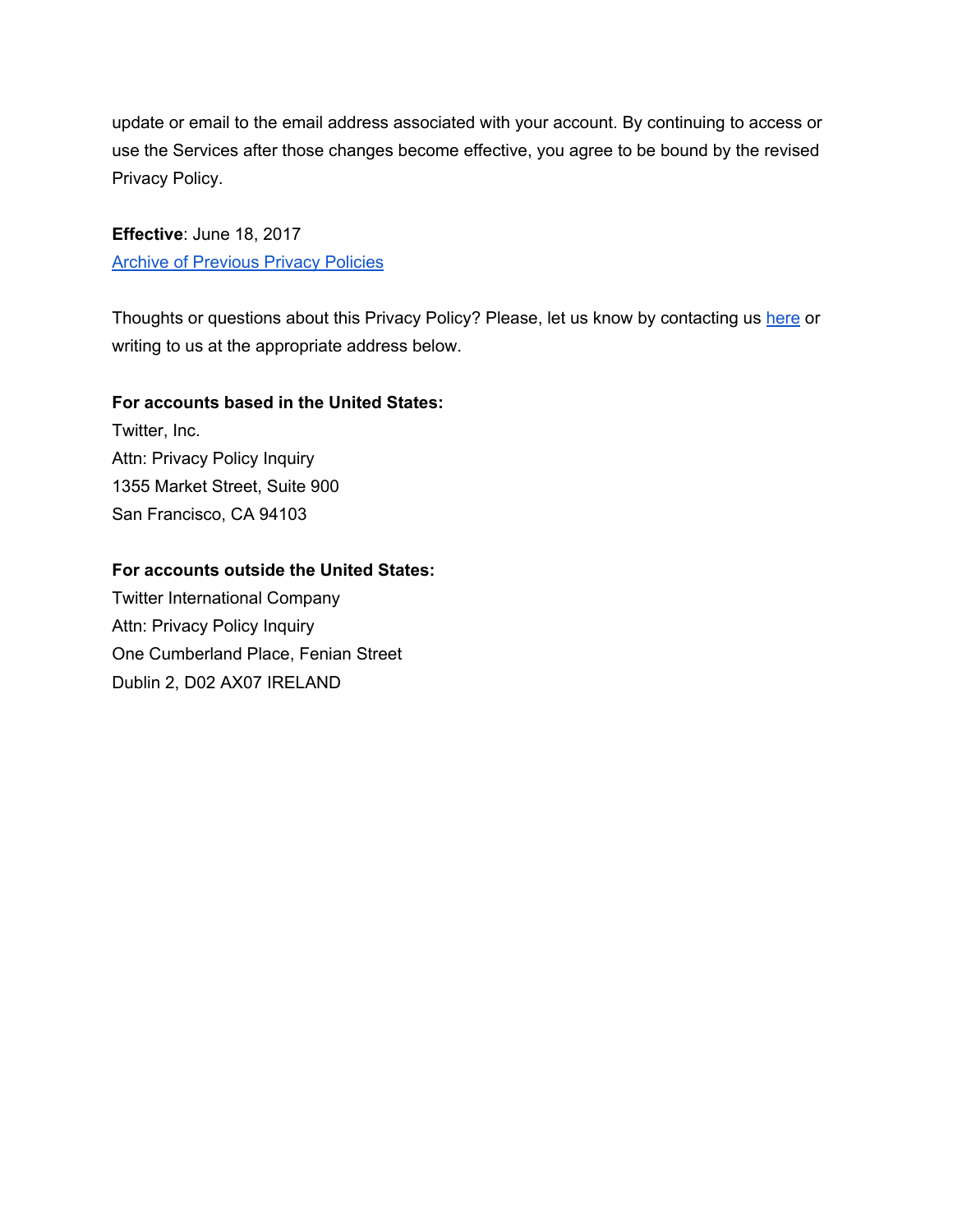update or email to the email address associated with your account. By continuing to access or use the Services after those changes become effective, you agree to be bound by the revised Privacy Policy.

**Effective**: June 18, 2017

[Archive of Previous Privacy Policies]

Thoughts or questions about this Privacy Policy? Please, let us know by contacting us [here] or writing to us at the appropriate address below.

**For accounts based in the United States:**

Twitter, Inc.
Attn: Privacy Policy Inquiry
1355 Market Street, Suite 900
San Francisco, CA 94103

**For accounts outside the United States:**

Twitter International Company
Attn: Privacy Policy Inquiry
One Cumberland Place, Fenian Street
Dublin 2, D02 AX07 IRELAND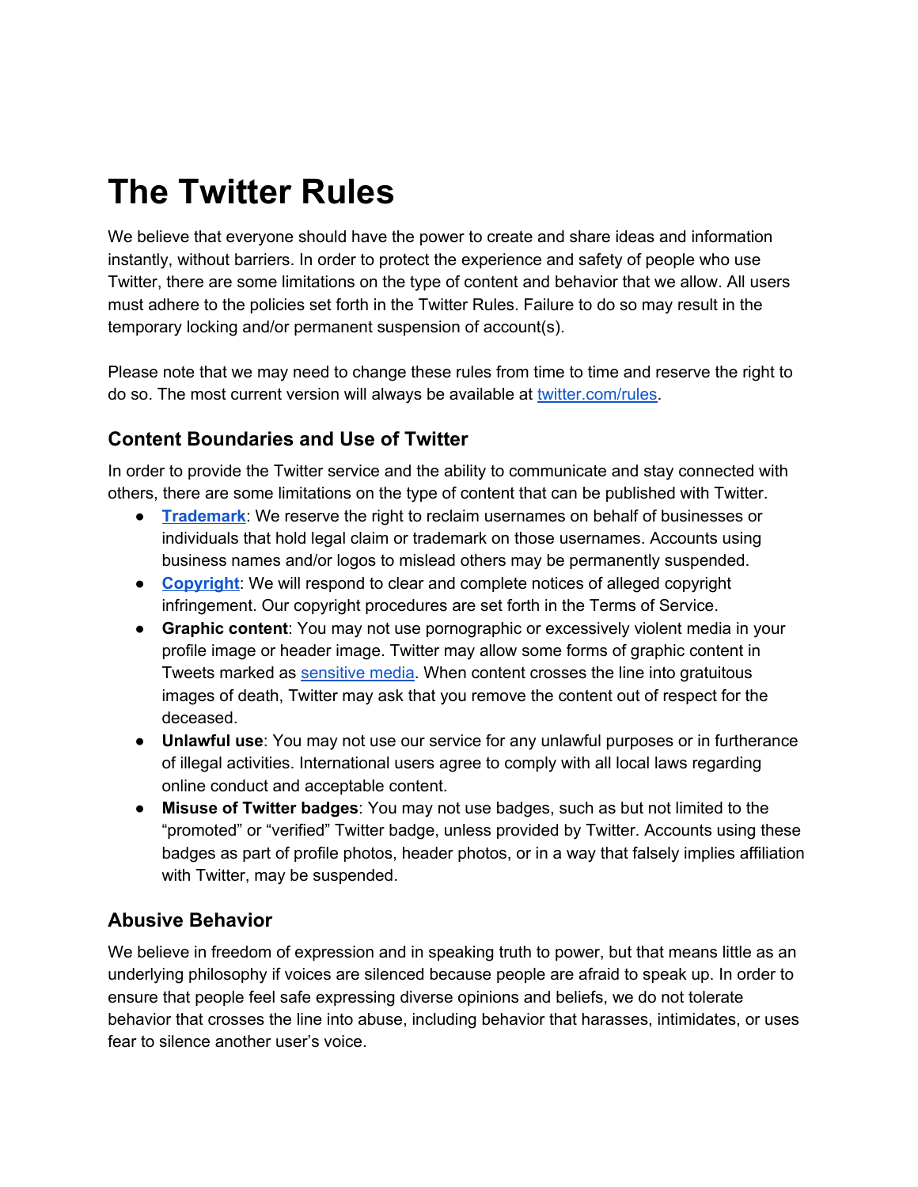# The Twitter Rules

We believe that everyone should have the power to create and share ideas and information instantly, without barriers. In order to protect the experience and safety of people who use Twitter, there are some limitations on the type of content and behavior that we allow. All users must adhere to the policies set forth in the Twitter Rules. Failure to do so may result in the temporary locking and/or permanent suspension of account(s).

Please note that we may need to change these rules from time to time and reserve the right to do so. The most current version will always be available at twitter.com/rules.

## Content Boundaries and Use of Twitter

In order to provide the Twitter service and the ability to communicate and stay connected with others, there are some limitations on the type of content that can be published with Twitter.

- **Trademark**: We reserve the right to reclaim usernames on behalf of businesses or individuals that hold legal claim or trademark on those usernames. Accounts using business names and/or logos to mislead others may be permanently suspended.
- **Copyright**: We will respond to clear and complete notices of alleged copyright infringement. Our copyright procedures are set forth in the Terms of Service.
- **Graphic content**: You may not use pornographic or excessively violent media in your profile image or header image. Twitter may allow some forms of graphic content in Tweets marked as sensitive media. When content crosses the line into gratuitous images of death, Twitter may ask that you remove the content out of respect for the deceased.
- **Unlawful use**: You may not use our service for any unlawful purposes or in furtherance of illegal activities. International users agree to comply with all local laws regarding online conduct and acceptable content.
- **Misuse of Twitter badges**: You may not use badges, such as but not limited to the "promoted" or "verified" Twitter badge, unless provided by Twitter. Accounts using these badges as part of profile photos, header photos, or in a way that falsely implies affiliation with Twitter, may be suspended.

## Abusive Behavior

We believe in freedom of expression and in speaking truth to power, but that means little as an underlying philosophy if voices are silenced because people are afraid to speak up. In order to ensure that people feel safe expressing diverse opinions and beliefs, we do not tolerate behavior that crosses the line into abuse, including behavior that harasses, intimidates, or uses fear to silence another user's voice.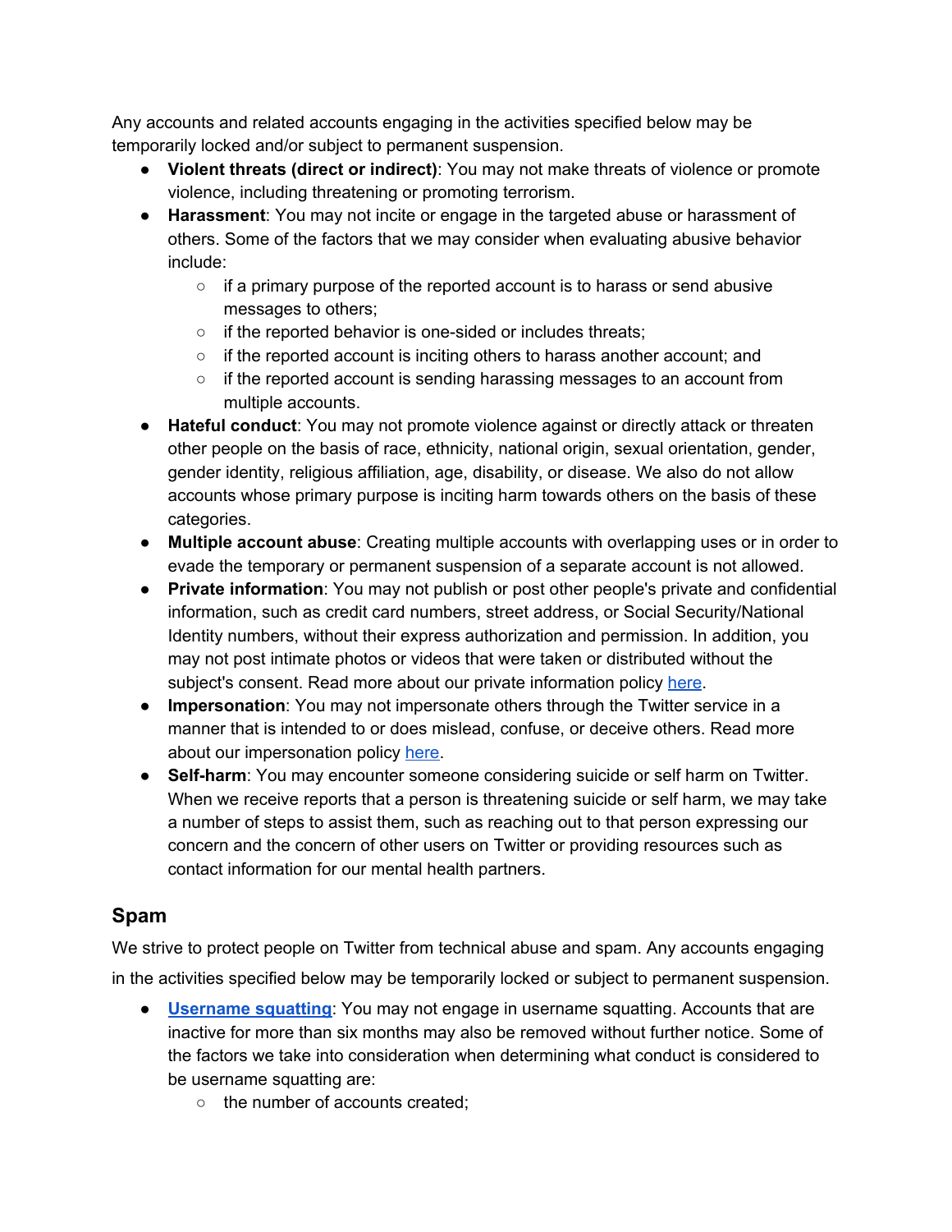Any accounts and related accounts engaging in the activities specified below may be temporarily locked and/or subject to permanent suspension.

- **Violent threats (direct or indirect)**: You may not make threats of violence or promote violence, including threatening or promoting terrorism.
- **Harassment**: You may not incite or engage in the targeted abuse or harassment of others. Some of the factors that we may consider when evaluating abusive behavior include:
  - if a primary purpose of the reported account is to harass or send abusive messages to others;
  - if the reported behavior is one-sided or includes threats;
  - if the reported account is inciting others to harass another account; and
  - if the reported account is sending harassing messages to an account from multiple accounts.
- **Hateful conduct**: You may not promote violence against or directly attack or threaten other people on the basis of race, ethnicity, national origin, sexual orientation, gender, gender identity, religious affiliation, age, disability, or disease. We also do not allow accounts whose primary purpose is inciting harm towards others on the basis of these categories.
- **Multiple account abuse**: Creating multiple accounts with overlapping uses or in order to evade the temporary or permanent suspension of a separate account is not allowed.
- **Private information**: You may not publish or post other people's private and confidential information, such as credit card numbers, street address, or Social Security/National Identity numbers, without their express authorization and permission. In addition, you may not post intimate photos or videos that were taken or distributed without the subject's consent. Read more about our private information policy here.
- **Impersonation**: You may not impersonate others through the Twitter service in a manner that is intended to or does mislead, confuse, or deceive others. Read more about our impersonation policy here.
- **Self-harm**: You may encounter someone considering suicide or self harm on Twitter. When we receive reports that a person is threatening suicide or self harm, we may take a number of steps to assist them, such as reaching out to that person expressing our concern and the concern of other users on Twitter or providing resources such as contact information for our mental health partners.

## Spam

We strive to protect people on Twitter from technical abuse and spam. Any accounts engaging in the activities specified below may be temporarily locked or subject to permanent suspension.

- **Username squatting**: You may not engage in username squatting. Accounts that are inactive for more than six months may also be removed without further notice. Some of the factors we take into consideration when determining what conduct is considered to be username squatting are:
  - the number of accounts created;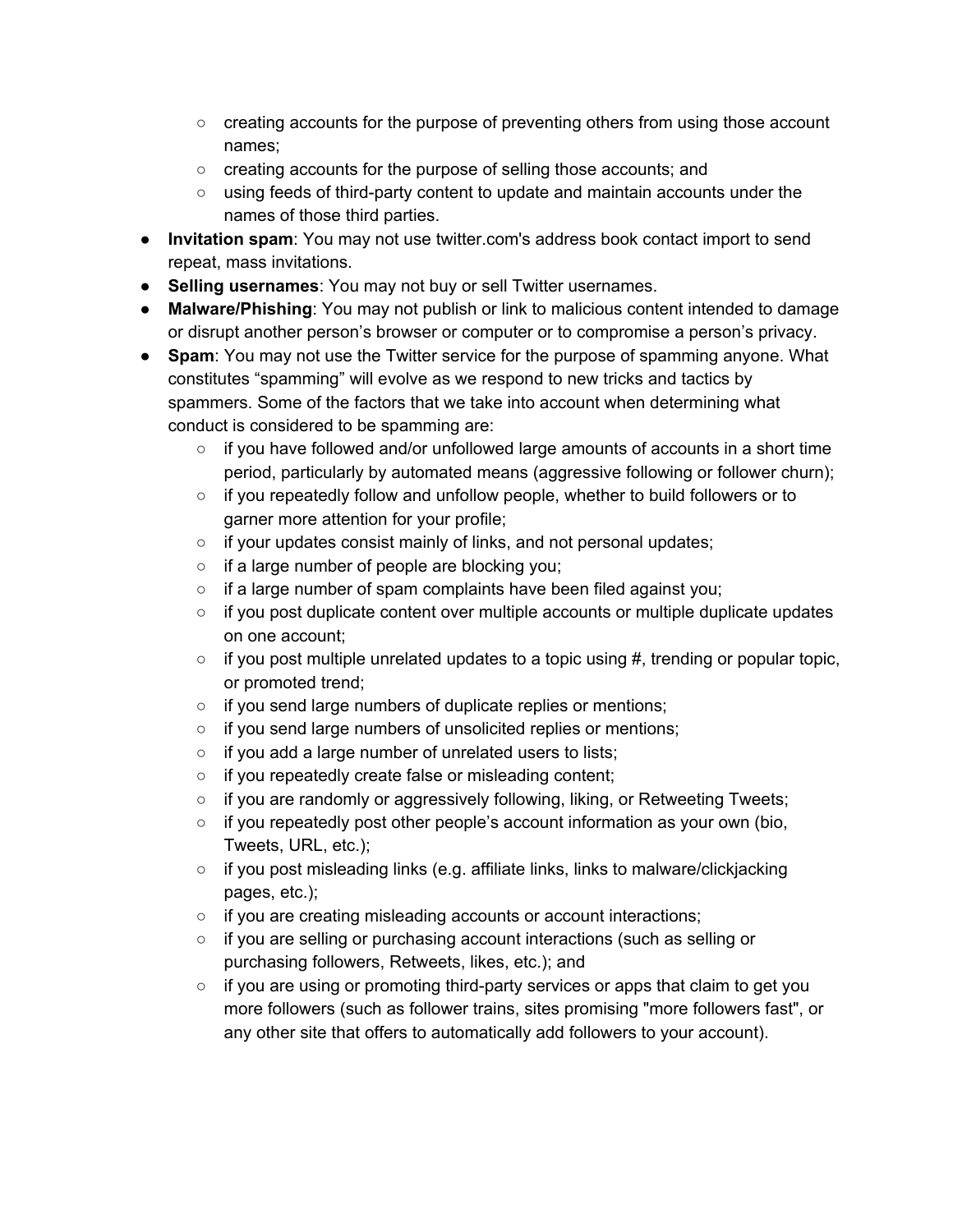- creating accounts for the purpose of preventing others from using those account names;
    - creating accounts for the purpose of selling those accounts; and
    - using feeds of third-party content to update and maintain accounts under the names of those third parties.
- **Invitation spam**: You may not use twitter.com's address book contact import to send repeat, mass invitations.
- **Selling usernames**: You may not buy or sell Twitter usernames.
- **Malware/Phishing**: You may not publish or link to malicious content intended to damage or disrupt another person's browser or computer or to compromise a person's privacy.
- **Spam**: You may not use the Twitter service for the purpose of spamming anyone. What constitutes "spamming" will evolve as we respond to new tricks and tactics by spammers. Some of the factors that we take into account when determining what conduct is considered to be spamming are:
    - if you have followed and/or unfollowed large amounts of accounts in a short time period, particularly by automated means (aggressive following or follower churn);
    - if you repeatedly follow and unfollow people, whether to build followers or to garner more attention for your profile;
    - if your updates consist mainly of links, and not personal updates;
    - if a large number of people are blocking you;
    - if a large number of spam complaints have been filed against you;
    - if you post duplicate content over multiple accounts or multiple duplicate updates on one account;
    - if you post multiple unrelated updates to a topic using #, trending or popular topic, or promoted trend;
    - if you send large numbers of duplicate replies or mentions;
    - if you send large numbers of unsolicited replies or mentions;
    - if you add a large number of unrelated users to lists;
    - if you repeatedly create false or misleading content;
    - if you are randomly or aggressively following, liking, or Retweeting Tweets;
    - if you repeatedly post other people's account information as your own (bio, Tweets, URL, etc.);
    - if you post misleading links (e.g. affiliate links, links to malware/clickjacking pages, etc.);
    - if you are creating misleading accounts or account interactions;
    - if you are selling or purchasing account interactions (such as selling or purchasing followers, Retweets, likes, etc.); and
    - if you are using or promoting third-party services or apps that claim to get you more followers (such as follower trains, sites promising "more followers fast", or any other site that offers to automatically add followers to your account).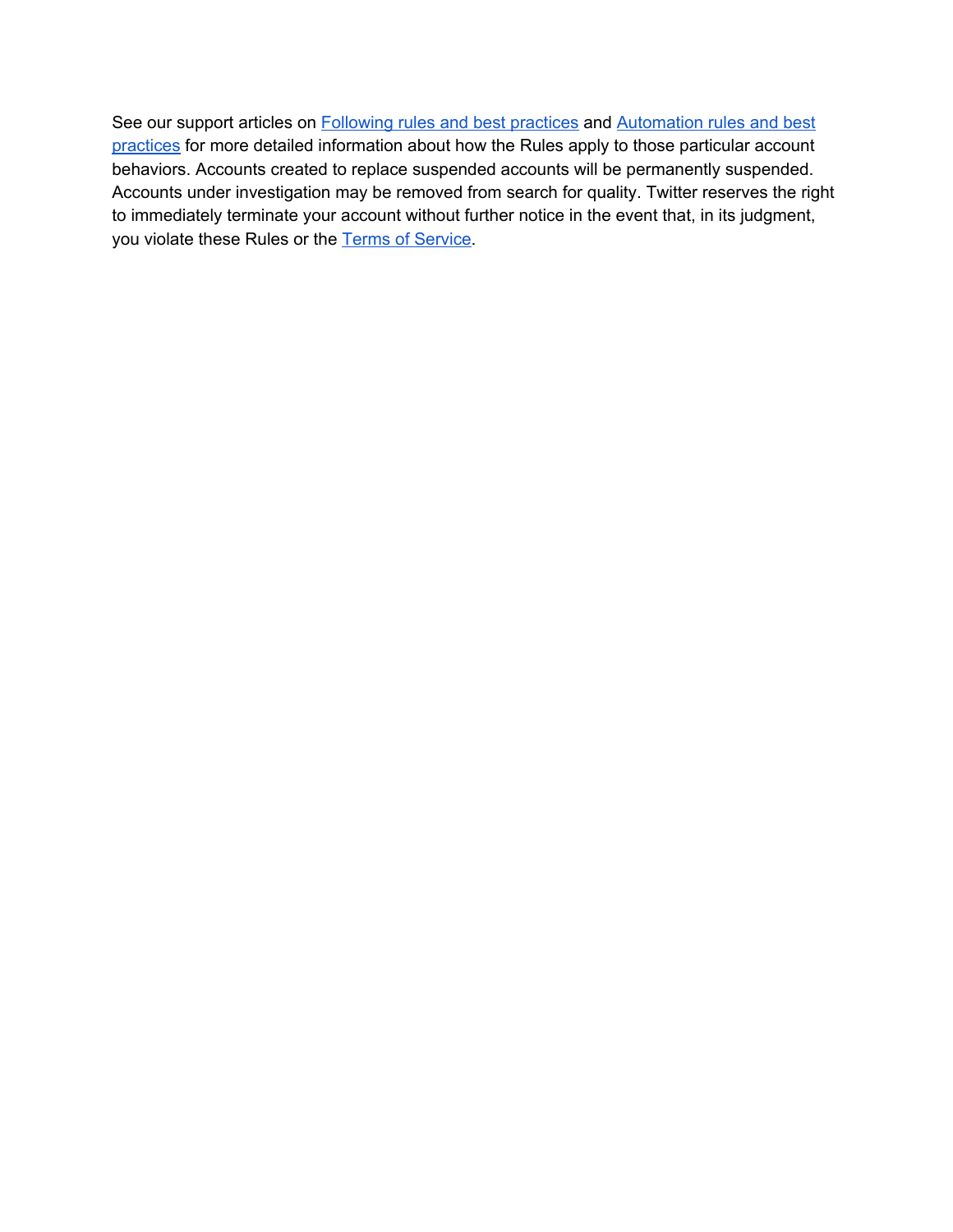See our support articles on Following rules and best practices and Automation rules and best practices for more detailed information about how the Rules apply to those particular account behaviors. Accounts created to replace suspended accounts will be permanently suspended. Accounts under investigation may be removed from search for quality. Twitter reserves the right to immediately terminate your account without further notice in the event that, in its judgment, you violate these Rules or the Terms of Service.